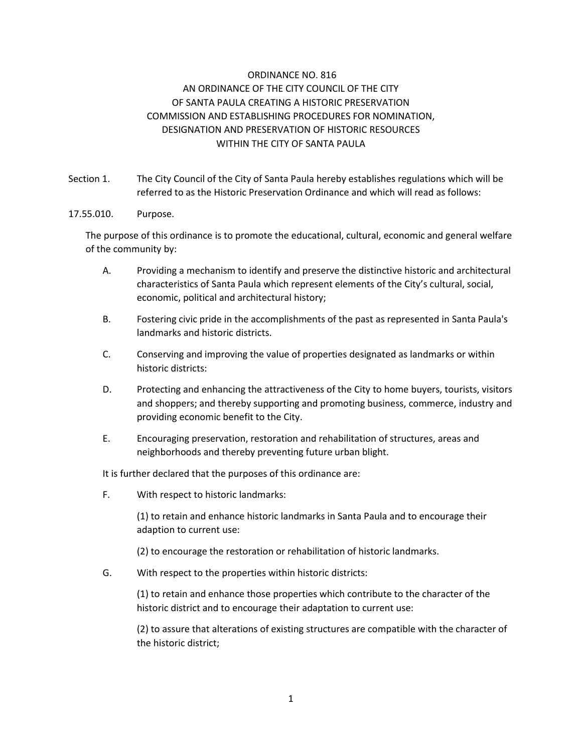# ORDINANCE NO. 816

## AN ORDINANCE OF THE CITY COUNCIL OF THE CITY OF SANTA PAULA CREATING A HISTORIC PRESERVATION COMMISSION AND ESTABLISHING PROCEDURES FOR NOMINATION, DESIGNATION AND PRESERVATION OF HISTORIC RESOURCES WITHIN THE CITY OF SANTA PAULA

Section 1. The City Council of the City of Santa Paula hereby establishes regulations which will be referred to as the Historic Preservation Ordinance and which will read as follows:

17.55.010. Purpose.

The purpose of this ordinance is to promote the educational, cultural, economic and general welfare of the community by:

A. Providing a mechanism to identify and preserve the distinctive historic and architectural characteristics of Santa Paula which represent elements of the City's cultural, social, economic, political and architectural history;

B. Fostering civic pride in the accomplishments of the past as represented in Santa Paula's landmarks and historic districts.

C. Conserving and improving the value of properties designated as landmarks or within historic districts:

D. Protecting and enhancing the attractiveness of the City to home buyers, tourists, visitors and shoppers; and thereby supporting and promoting business, commerce, industry and providing economic benefit to the City.

E. Encouraging preservation, restoration and rehabilitation of structures, areas and neighborhoods and thereby preventing future urban blight.

It is further declared that the purposes of this ordinance are:

F. With respect to historic landmarks:

(1) to retain and enhance historic landmarks in Santa Paula and to encourage their adaption to current use:

(2) to encourage the restoration or rehabilitation of historic landmarks.

G. With respect to the properties within historic districts:

(1) to retain and enhance those properties which contribute to the character of the historic district and to encourage their adaptation to current use:

(2) to assure that alterations of existing structures are compatible with the character of the historic district;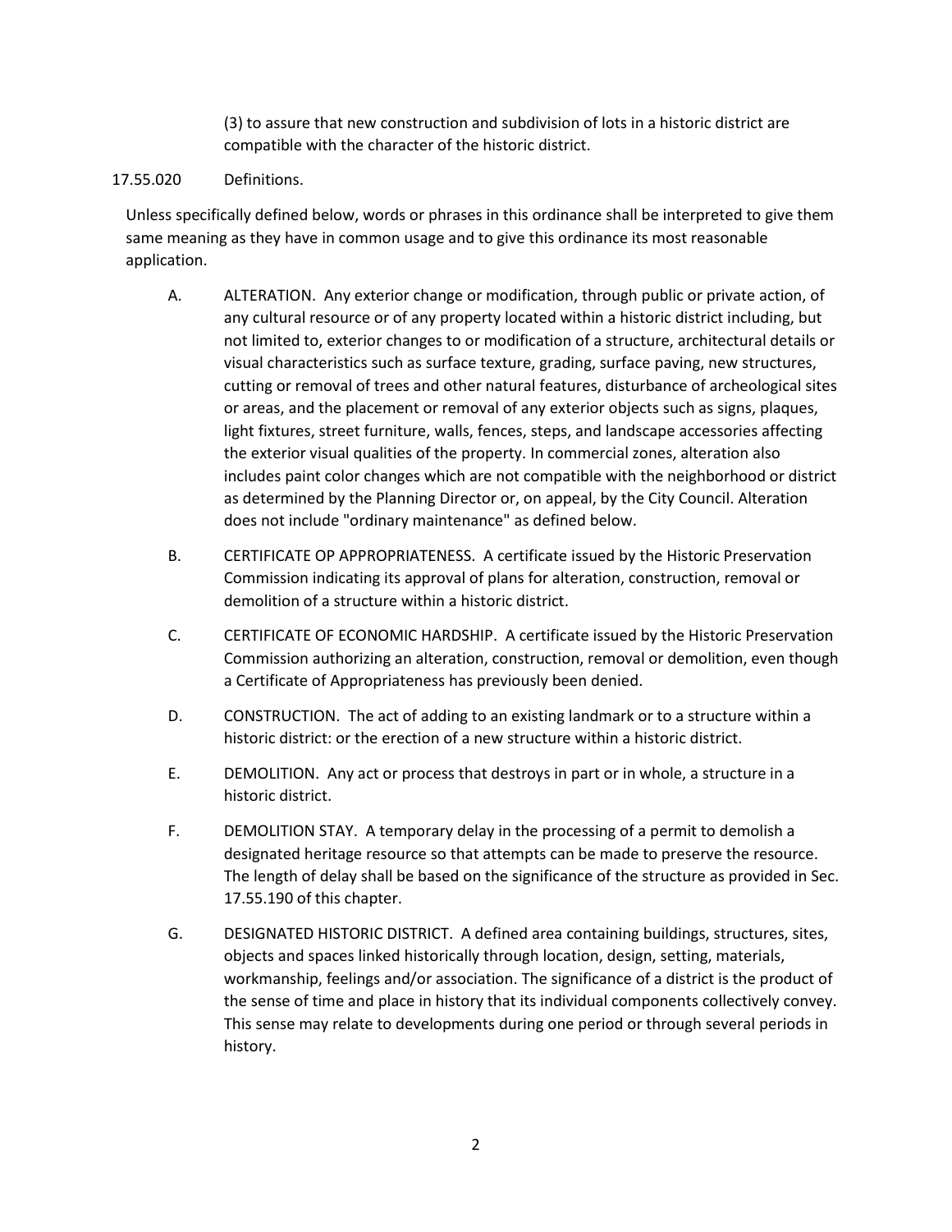(3) to assure that new construction and subdivision of lots in a historic district are compatible with the character of the historic district.

17.55.020 Definitions.

Unless specifically defined below, words or phrases in this ordinance shall be interpreted to give them same meaning as they have in common usage and to give this ordinance its most reasonable application.

A. ALTERATION. Any exterior change or modification, through public or private action, of any cultural resource or of any property located within a historic district including, but not limited to, exterior changes to or modification of a structure, architectural details or visual characteristics such as surface texture, grading, surface paving, new structures, cutting or removal of trees and other natural features, disturbance of archeological sites or areas, and the placement or removal of any exterior objects such as signs, plaques, light fixtures, street furniture, walls, fences, steps, and landscape accessories affecting the exterior visual qualities of the property. In commercial zones, alteration also includes paint color changes which are not compatible with the neighborhood or district as determined by the Planning Director or, on appeal, by the City Council. Alteration does not include "ordinary maintenance" as defined below.

B. CERTIFICATE OP APPROPRIATENESS. A certificate issued by the Historic Preservation Commission indicating its approval of plans for alteration, construction, removal or demolition of a structure within a historic district.

C. CERTIFICATE OF ECONOMIC HARDSHIP. A certificate issued by the Historic Preservation Commission authorizing an alteration, construction, removal or demolition, even though a Certificate of Appropriateness has previously been denied.

D. CONSTRUCTION. The act of adding to an existing landmark or to a structure within a historic district: or the erection of a new structure within a historic district.

E. DEMOLITION. Any act or process that destroys in part or in whole, a structure in a historic district.

F. DEMOLITION STAY. A temporary delay in the processing of a permit to demolish a designated heritage resource so that attempts can be made to preserve the resource. The length of delay shall be based on the significance of the structure as provided in Sec. 17.55.190 of this chapter.

G. DESIGNATED HISTORIC DISTRICT. A defined area containing buildings, structures, sites, objects and spaces linked historically through location, design, setting, materials, workmanship, feelings and/or association. The significance of a district is the product of the sense of time and place in history that its individual components collectively convey. This sense may relate to developments during one period or through several periods in history.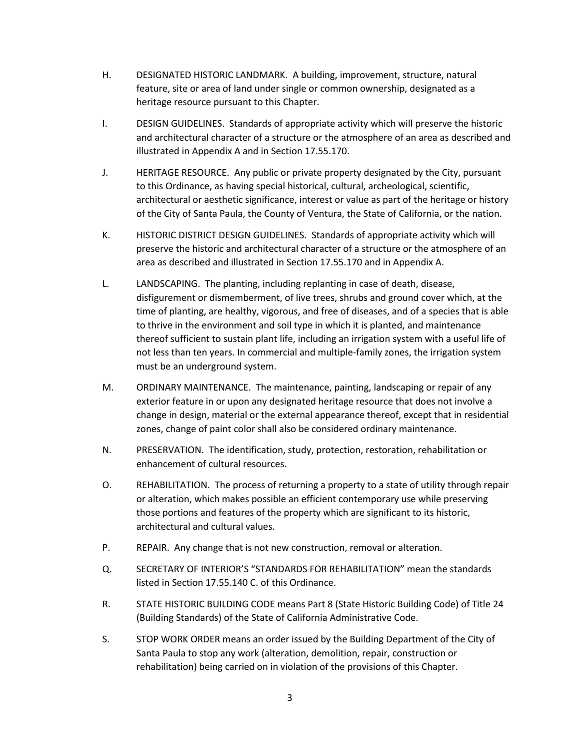H. DESIGNATED HISTORIC LANDMARK. A building, improvement, structure, natural feature, site or area of land under single or common ownership, designated as a heritage resource pursuant to this Chapter.

I. DESIGN GUIDELINES. Standards of appropriate activity which will preserve the historic and architectural character of a structure or the atmosphere of an area as described and illustrated in Appendix A and in Section 17.55.170.

J. HERITAGE RESOURCE. Any public or private property designated by the City, pursuant to this Ordinance, as having special historical, cultural, archeological, scientific, architectural or aesthetic significance, interest or value as part of the heritage or history of the City of Santa Paula, the County of Ventura, the State of California, or the nation.

K. HISTORIC DISTRICT DESIGN GUIDELINES. Standards of appropriate activity which will preserve the historic and architectural character of a structure or the atmosphere of an area as described and illustrated in Section 17.55.170 and in Appendix A.

L. LANDSCAPING. The planting, including replanting in case of death, disease, disfigurement or dismemberment, of live trees, shrubs and ground cover which, at the time of planting, are healthy, vigorous, and free of diseases, and of a species that is able to thrive in the environment and soil type in which it is planted, and maintenance thereof sufficient to sustain plant life, including an irrigation system with a useful life of not less than ten years. In commercial and multiple-family zones, the irrigation system must be an underground system.

M. ORDINARY MAINTENANCE. The maintenance, painting, landscaping or repair of any exterior feature in or upon any designated heritage resource that does not involve a change in design, material or the external appearance thereof, except that in residential zones, change of paint color shall also be considered ordinary maintenance.

N. PRESERVATION. The identification, study, protection, restoration, rehabilitation or enhancement of cultural resources.

O. REHABILITATION. The process of returning a property to a state of utility through repair or alteration, which makes possible an efficient contemporary use while preserving those portions and features of the property which are significant to its historic, architectural and cultural values.

P. REPAIR. Any change that is not new construction, removal or alteration.

Q. SECRETARY OF INTERIOR'S "STANDARDS FOR REHABILITATION" mean the standards listed in Section 17.55.140 C. of this Ordinance.

R. STATE HISTORIC BUILDING CODE means Part 8 (State Historic Building Code) of Title 24 (Building Standards) of the State of California Administrative Code.

S. STOP WORK ORDER means an order issued by the Building Department of the City of Santa Paula to stop any work (alteration, demolition, repair, construction or rehabilitation) being carried on in violation of the provisions of this Chapter.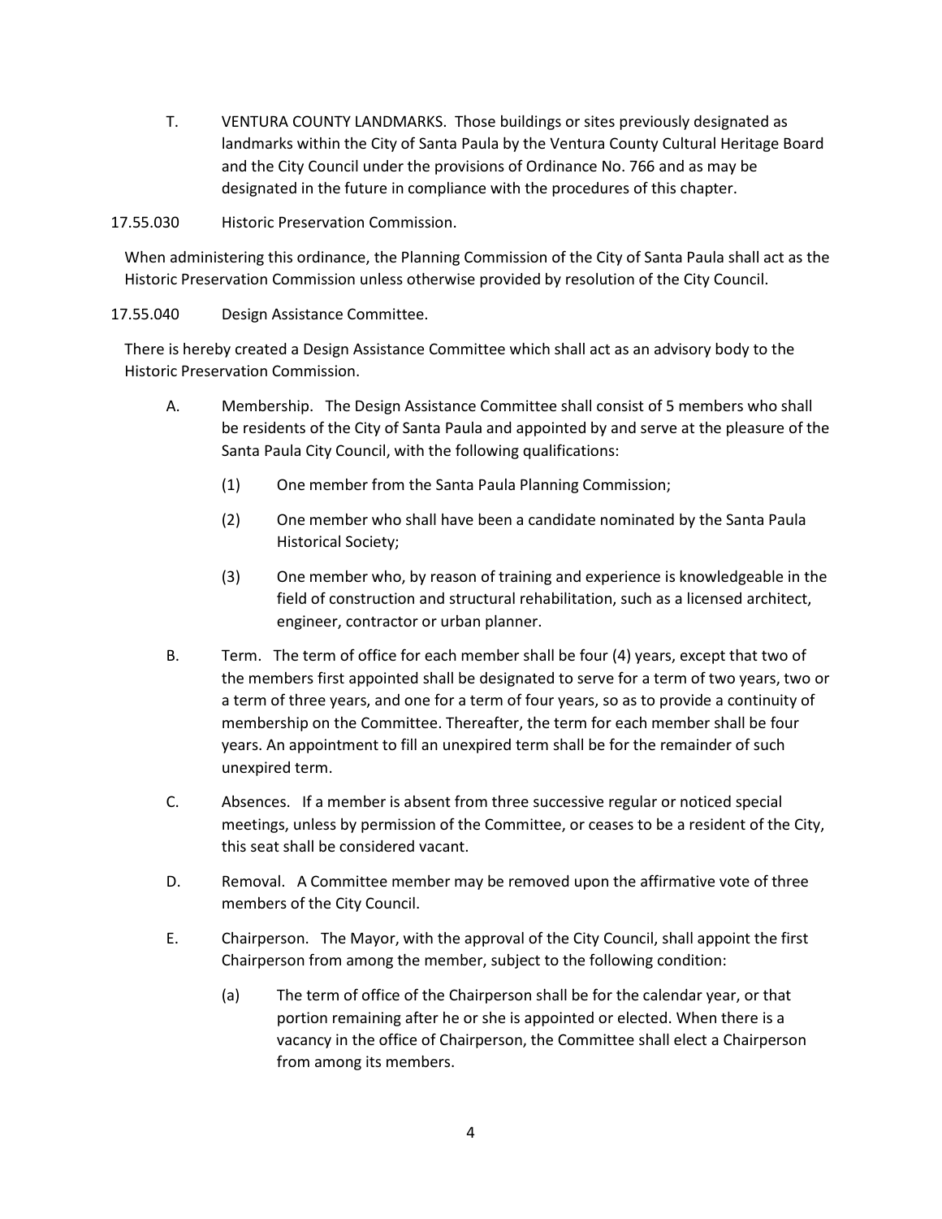T. VENTURA COUNTY LANDMARKS. Those buildings or sites previously designated as landmarks within the City of Santa Paula by the Ventura County Cultural Heritage Board and the City Council under the provisions of Ordinance No. 766 and as may be designated in the future in compliance with the procedures of this chapter.

17.55.030 Historic Preservation Commission.

When administering this ordinance, the Planning Commission of the City of Santa Paula shall act as the Historic Preservation Commission unless otherwise provided by resolution of the City Council.

17.55.040 Design Assistance Committee.

There is hereby created a Design Assistance Committee which shall act as an advisory body to the Historic Preservation Commission.

A. Membership. The Design Assistance Committee shall consist of 5 members who shall be residents of the City of Santa Paula and appointed by and serve at the pleasure of the Santa Paula City Council, with the following qualifications:

(1) One member from the Santa Paula Planning Commission;

(2) One member who shall have been a candidate nominated by the Santa Paula Historical Society;

(3) One member who, by reason of training and experience is knowledgeable in the field of construction and structural rehabilitation, such as a licensed architect, engineer, contractor or urban planner.

B. Term. The term of office for each member shall be four (4) years, except that two of the members first appointed shall be designated to serve for a term of two years, two or a term of three years, and one for a term of four years, so as to provide a continuity of membership on the Committee. Thereafter, the term for each member shall be four years. An appointment to fill an unexpired term shall be for the remainder of such unexpired term.

C. Absences. If a member is absent from three successive regular or noticed special meetings, unless by permission of the Committee, or ceases to be a resident of the City, this seat shall be considered vacant.

D. Removal. A Committee member may be removed upon the affirmative vote of three members of the City Council.

E. Chairperson. The Mayor, with the approval of the City Council, shall appoint the first Chairperson from among the member, subject to the following condition:

(a) The term of office of the Chairperson shall be for the calendar year, or that portion remaining after he or she is appointed or elected. When there is a vacancy in the office of Chairperson, the Committee shall elect a Chairperson from among its members.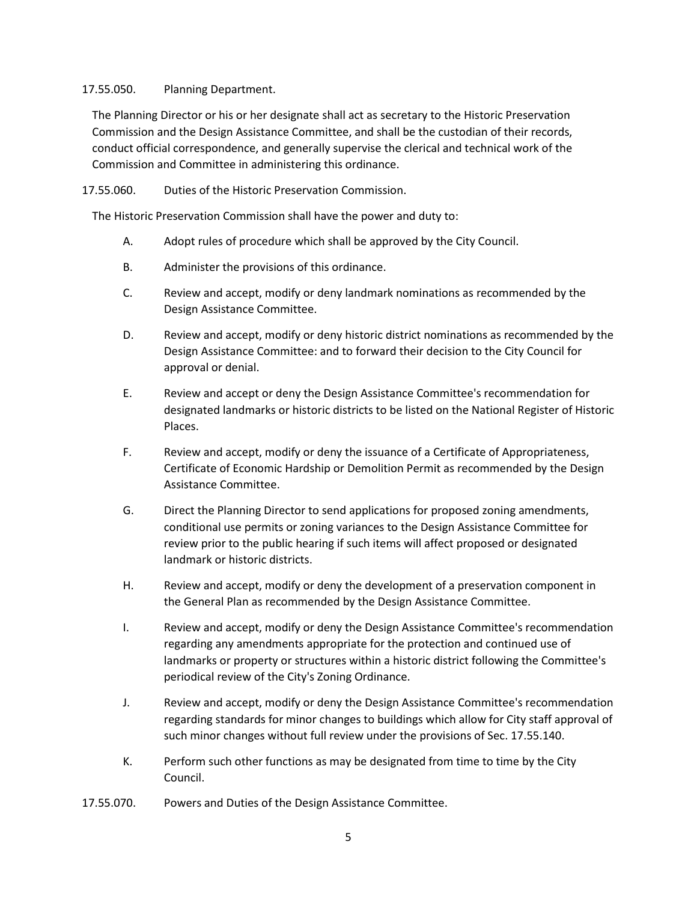17.55.050. Planning Department.

The Planning Director or his or her designate shall act as secretary to the Historic Preservation Commission and the Design Assistance Committee, and shall be the custodian of their records, conduct official correspondence, and generally supervise the clerical and technical work of the Commission and Committee in administering this ordinance.

17.55.060. Duties of the Historic Preservation Commission.

The Historic Preservation Commission shall have the power and duty to:

A. Adopt rules of procedure which shall be approved by the City Council.

B. Administer the provisions of this ordinance.

C. Review and accept, modify or deny landmark nominations as recommended by the Design Assistance Committee.

D. Review and accept, modify or deny historic district nominations as recommended by the Design Assistance Committee: and to forward their decision to the City Council for approval or denial.

E. Review and accept or deny the Design Assistance Committee's recommendation for designated landmarks or historic districts to be listed on the National Register of Historic Places.

F. Review and accept, modify or deny the issuance of a Certificate of Appropriateness, Certificate of Economic Hardship or Demolition Permit as recommended by the Design Assistance Committee.

G. Direct the Planning Director to send applications for proposed zoning amendments, conditional use permits or zoning variances to the Design Assistance Committee for review prior to the public hearing if such items will affect proposed or designated landmark or historic districts.

H. Review and accept, modify or deny the development of a preservation component in the General Plan as recommended by the Design Assistance Committee.

I. Review and accept, modify or deny the Design Assistance Committee's recommendation regarding any amendments appropriate for the protection and continued use of landmarks or property or structures within a historic district following the Committee's periodical review of the City's Zoning Ordinance.

J. Review and accept, modify or deny the Design Assistance Committee's recommendation regarding standards for minor changes to buildings which allow for City staff approval of such minor changes without full review under the provisions of Sec. 17.55.140.

K. Perform such other functions as may be designated from time to time by the City Council.

17.55.070. Powers and Duties of the Design Assistance Committee.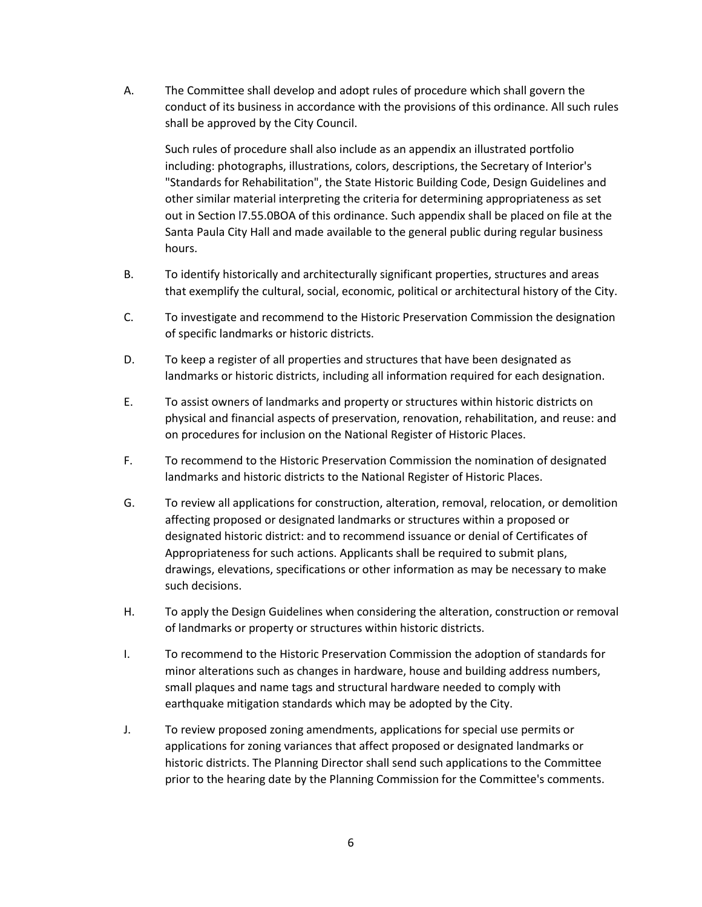A. The Committee shall develop and adopt rules of procedure which shall govern the conduct of its business in accordance with the provisions of this ordinance. All such rules shall be approved by the City Council.

   Such rules of procedure shall also include as an appendix an illustrated portfolio including: photographs, illustrations, colors, descriptions, the Secretary of Interior's "Standards for Rehabilitation", the State Historic Building Code, Design Guidelines and other similar material interpreting the criteria for determining appropriateness as set out in Section l7.55.0BOA of this ordinance. Such appendix shall be placed on file at the Santa Paula City Hall and made available to the general public during regular business hours.

B. To identify historically and architecturally significant properties, structures and areas that exemplify the cultural, social, economic, political or architectural history of the City.

C. To investigate and recommend to the Historic Preservation Commission the designation of specific landmarks or historic districts.

D. To keep a register of all properties and structures that have been designated as landmarks or historic districts, including all information required for each designation.

E. To assist owners of landmarks and property or structures within historic districts on physical and financial aspects of preservation, renovation, rehabilitation, and reuse: and on procedures for inclusion on the National Register of Historic Places.

F. To recommend to the Historic Preservation Commission the nomination of designated landmarks and historic districts to the National Register of Historic Places.

G. To review all applications for construction, alteration, removal, relocation, or demolition affecting proposed or designated landmarks or structures within a proposed or designated historic district: and to recommend issuance or denial of Certificates of Appropriateness for such actions. Applicants shall be required to submit plans, drawings, elevations, specifications or other information as may be necessary to make such decisions.

H. To apply the Design Guidelines when considering the alteration, construction or removal of landmarks or property or structures within historic districts.

I. To recommend to the Historic Preservation Commission the adoption of standards for minor alterations such as changes in hardware, house and building address numbers, small plaques and name tags and structural hardware needed to comply with earthquake mitigation standards which may be adopted by the City.

J. To review proposed zoning amendments, applications for special use permits or applications for zoning variances that affect proposed or designated landmarks or historic districts. The Planning Director shall send such applications to the Committee prior to the hearing date by the Planning Commission for the Committee's comments.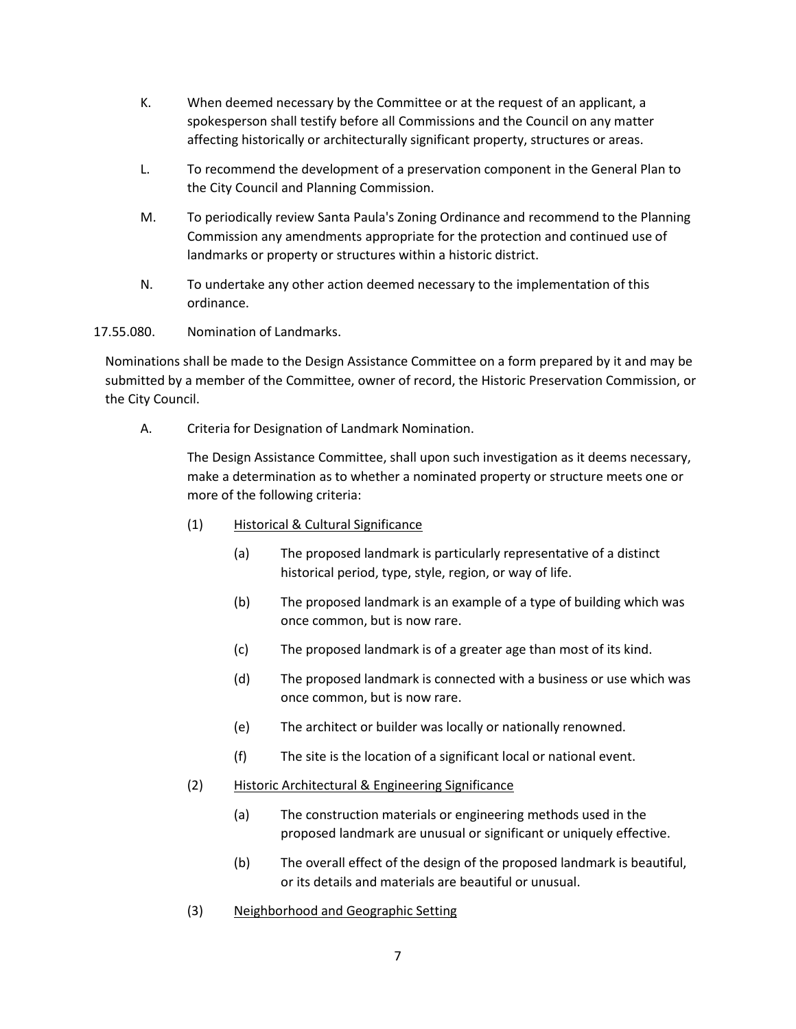K. When deemed necessary by the Committee or at the request of an applicant, a spokesperson shall testify before all Commissions and the Council on any matter affecting historically or architecturally significant property, structures or areas.

L. To recommend the development of a preservation component in the General Plan to the City Council and Planning Commission.

M. To periodically review Santa Paula's Zoning Ordinance and recommend to the Planning Commission any amendments appropriate for the protection and continued use of landmarks or property or structures within a historic district.

N. To undertake any other action deemed necessary to the implementation of this ordinance.

17.55.080. Nomination of Landmarks.

Nominations shall be made to the Design Assistance Committee on a form prepared by it and may be submitted by a member of the Committee, owner of record, the Historic Preservation Commission, or the City Council.

A. Criteria for Designation of Landmark Nomination.

The Design Assistance Committee, shall upon such investigation as it deems necessary, make a determination as to whether a nominated property or structure meets one or more of the following criteria:

(1) <u>Historical & Cultural Significance</u>

(a) The proposed landmark is particularly representative of a distinct historical period, type, style, region, or way of life.

(b) The proposed landmark is an example of a type of building which was once common, but is now rare.

(c) The proposed landmark is of a greater age than most of its kind.

(d) The proposed landmark is connected with a business or use which was once common, but is now rare.

(e) The architect or builder was locally or nationally renowned.

(f) The site is the location of a significant local or national event.

(2) <u>Historic Architectural & Engineering Significance</u>

(a) The construction materials or engineering methods used in the proposed landmark are unusual or significant or uniquely effective.

(b) The overall effect of the design of the proposed landmark is beautiful, or its details and materials are beautiful or unusual.

(3) <u>Neighborhood and Geographic Setting</u>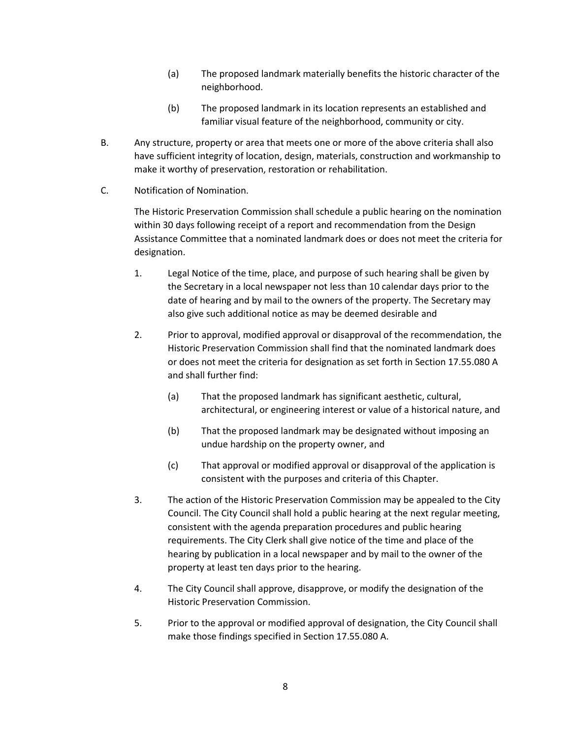(a) The proposed landmark materially benefits the historic character of the neighborhood.

(b) The proposed landmark in its location represents an established and familiar visual feature of the neighborhood, community or city.

B. Any structure, property or area that meets one or more of the above criteria shall also have sufficient integrity of location, design, materials, construction and workmanship to make it worthy of preservation, restoration or rehabilitation.

C. Notification of Nomination.

The Historic Preservation Commission shall schedule a public hearing on the nomination within 30 days following receipt of a report and recommendation from the Design Assistance Committee that a nominated landmark does or does not meet the criteria for designation.

1. Legal Notice of the time, place, and purpose of such hearing shall be given by the Secretary in a local newspaper not less than 10 calendar days prior to the date of hearing and by mail to the owners of the property. The Secretary may also give such additional notice as may be deemed desirable and

2. Prior to approval, modified approval or disapproval of the recommendation, the Historic Preservation Commission shall find that the nominated landmark does or does not meet the criteria for designation as set forth in Section 17.55.080 A and shall further find:

   (a) That the proposed landmark has significant aesthetic, cultural, architectural, or engineering interest or value of a historical nature, and

   (b) That the proposed landmark may be designated without imposing an undue hardship on the property owner, and

   (c) That approval or modified approval or disapproval of the application is consistent with the purposes and criteria of this Chapter.

3. The action of the Historic Preservation Commission may be appealed to the City Council. The City Council shall hold a public hearing at the next regular meeting, consistent with the agenda preparation procedures and public hearing requirements. The City Clerk shall give notice of the time and place of the hearing by publication in a local newspaper and by mail to the owner of the property at least ten days prior to the hearing.

4. The City Council shall approve, disapprove, or modify the designation of the Historic Preservation Commission.

5. Prior to the approval or modified approval of designation, the City Council shall make those findings specified in Section 17.55.080 A.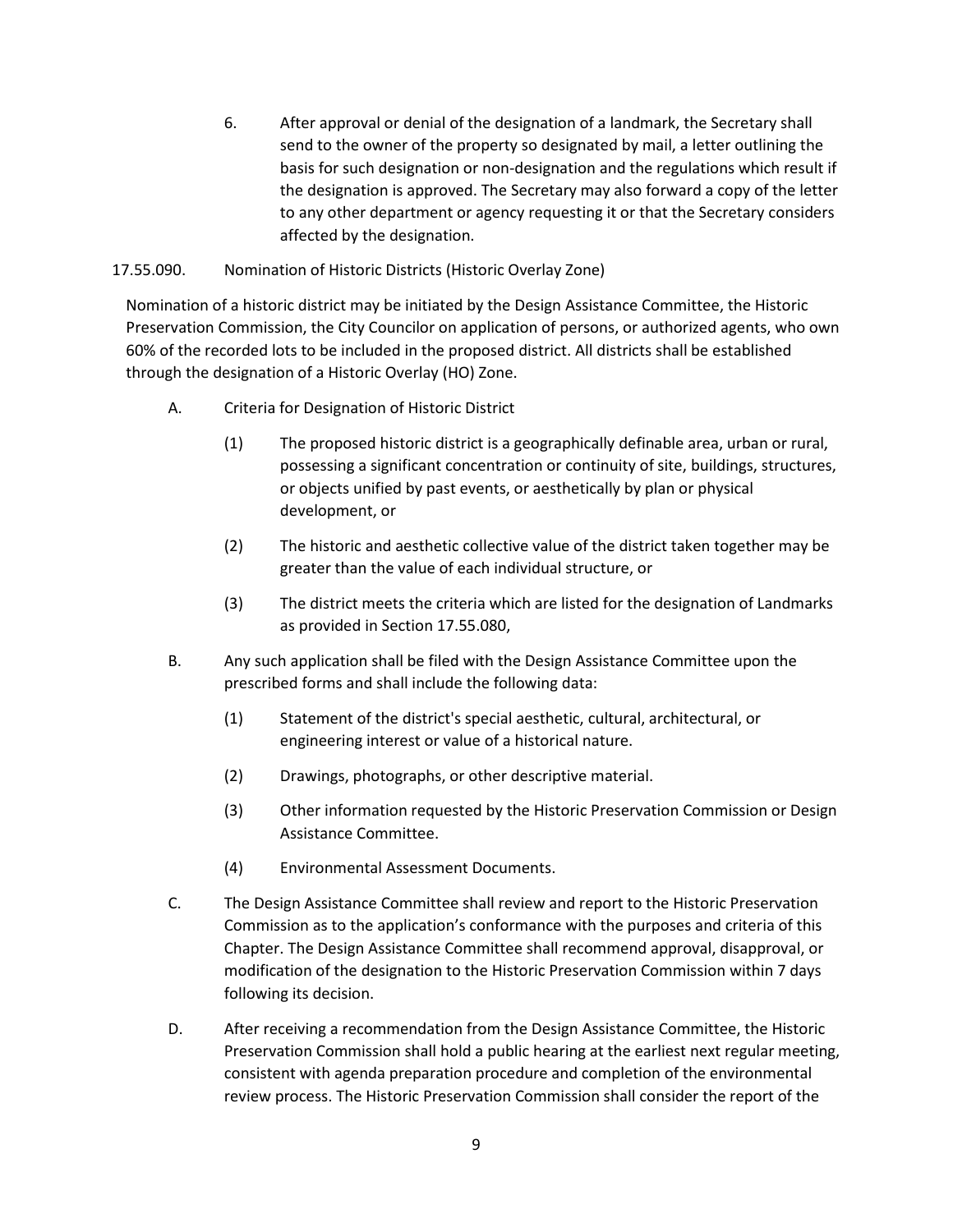6. After approval or denial of the designation of a landmark, the Secretary shall send to the owner of the property so designated by mail, a letter outlining the basis for such designation or non-designation and the regulations which result if the designation is approved. The Secretary may also forward a copy of the letter to any other department or agency requesting it or that the Secretary considers affected by the designation.

### 17.55.090. Nomination of Historic Districts (Historic Overlay Zone)

Nomination of a historic district may be initiated by the Design Assistance Committee, the Historic Preservation Commission, the City Councilor on application of persons, or authorized agents, who own 60% of the recorded lots to be included in the proposed district. All districts shall be established through the designation of a Historic Overlay (HO) Zone.

A. Criteria for Designation of Historic District

   (1) The proposed historic district is a geographically definable area, urban or rural, possessing a significant concentration or continuity of site, buildings, structures, or objects unified by past events, or aesthetically by plan or physical development, or

   (2) The historic and aesthetic collective value of the district taken together may be greater than the value of each individual structure, or

   (3) The district meets the criteria which are listed for the designation of Landmarks as provided in Section 17.55.080,

B. Any such application shall be filed with the Design Assistance Committee upon the prescribed forms and shall include the following data:

   (1) Statement of the district's special aesthetic, cultural, architectural, or engineering interest or value of a historical nature.

   (2) Drawings, photographs, or other descriptive material.

   (3) Other information requested by the Historic Preservation Commission or Design Assistance Committee.

   (4) Environmental Assessment Documents.

C. The Design Assistance Committee shall review and report to the Historic Preservation Commission as to the application's conformance with the purposes and criteria of this Chapter. The Design Assistance Committee shall recommend approval, disapproval, or modification of the designation to the Historic Preservation Commission within 7 days following its decision.

D. After receiving a recommendation from the Design Assistance Committee, the Historic Preservation Commission shall hold a public hearing at the earliest next regular meeting, consistent with agenda preparation procedure and completion of the environmental review process. The Historic Preservation Commission shall consider the report of the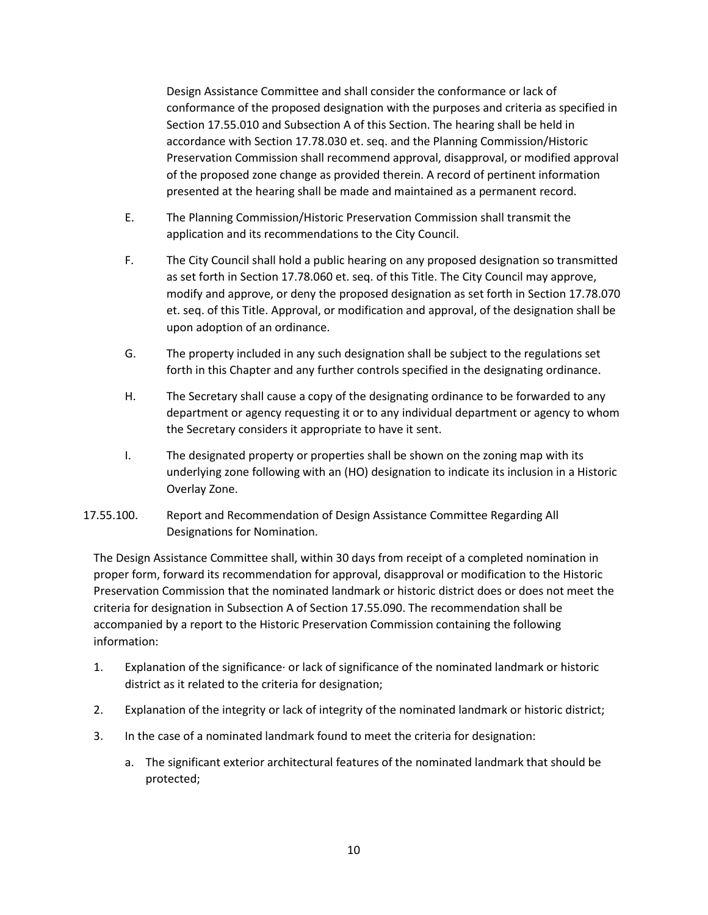Design Assistance Committee and shall consider the conformance or lack of conformance of the proposed designation with the purposes and criteria as specified in Section 17.55.010 and Subsection A of this Section. The hearing shall be held in accordance with Section 17.78.030 et. seq. and the Planning Commission/Historic Preservation Commission shall recommend approval, disapproval, or modified approval of the proposed zone change as provided therein. A record of pertinent information presented at the hearing shall be made and maintained as a permanent record.

E. The Planning Commission/Historic Preservation Commission shall transmit the application and its recommendations to the City Council.

F. The City Council shall hold a public hearing on any proposed designation so transmitted as set forth in Section 17.78.060 et. seq. of this Title. The City Council may approve, modify and approve, or deny the proposed designation as set forth in Section 17.78.070 et. seq. of this Title. Approval, or modification and approval, of the designation shall be upon adoption of an ordinance.

G. The property included in any such designation shall be subject to the regulations set forth in this Chapter and any further controls specified in the designating ordinance.

H. The Secretary shall cause a copy of the designating ordinance to be forwarded to any department or agency requesting it or to any individual department or agency to whom the Secretary considers it appropriate to have it sent.

I. The designated property or properties shall be shown on the zoning map with its underlying zone following with an (HO) designation to indicate its inclusion in a Historic Overlay Zone.

17.55.100. Report and Recommendation of Design Assistance Committee Regarding All Designations for Nomination.

The Design Assistance Committee shall, within 30 days from receipt of a completed nomination in proper form, forward its recommendation for approval, disapproval or modification to the Historic Preservation Commission that the nominated landmark or historic district does or does not meet the criteria for designation in Subsection A of Section 17.55.090. The recommendation shall be accompanied by a report to the Historic Preservation Commission containing the following information:

1. Explanation of the significance· or lack of significance of the nominated landmark or historic district as it related to the criteria for designation;
2. Explanation of the integrity or lack of integrity of the nominated landmark or historic district;
3. In the case of a nominated landmark found to meet the criteria for designation:
   a. The significant exterior architectural features of the nominated landmark that should be protected;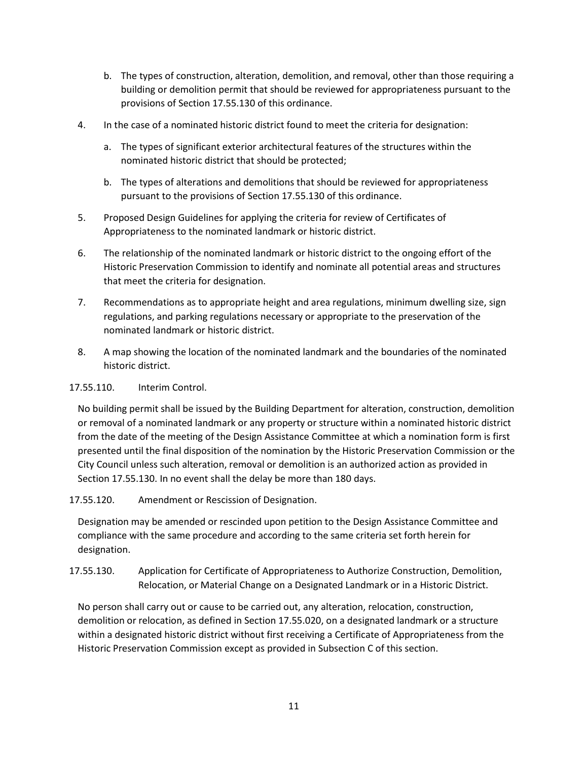b. The types of construction, alteration, demolition, and removal, other than those requiring a building or demolition permit that should be reviewed for appropriateness pursuant to the provisions of Section 17.55.130 of this ordinance.

4. In the case of a nominated historic district found to meet the criteria for designation:

   a. The types of significant exterior architectural features of the structures within the nominated historic district that should be protected;

   b. The types of alterations and demolitions that should be reviewed for appropriateness pursuant to the provisions of Section 17.55.130 of this ordinance.

5. Proposed Design Guidelines for applying the criteria for review of Certificates of Appropriateness to the nominated landmark or historic district.

6. The relationship of the nominated landmark or historic district to the ongoing effort of the Historic Preservation Commission to identify and nominate all potential areas and structures that meet the criteria for designation.

7. Recommendations as to appropriate height and area regulations, minimum dwelling size, sign regulations, and parking regulations necessary or appropriate to the preservation of the nominated landmark or historic district.

8. A map showing the location of the nominated landmark and the boundaries of the nominated historic district.

17.55.110. Interim Control.

No building permit shall be issued by the Building Department for alteration, construction, demolition or removal of a nominated landmark or any property or structure within a nominated historic district from the date of the meeting of the Design Assistance Committee at which a nomination form is first presented until the final disposition of the nomination by the Historic Preservation Commission or the City Council unless such alteration, removal or demolition is an authorized action as provided in Section 17.55.130. In no event shall the delay be more than 180 days.

17.55.120. Amendment or Rescission of Designation.

Designation may be amended or rescinded upon petition to the Design Assistance Committee and compliance with the same procedure and according to the same criteria set forth herein for designation.

17.55.130. Application for Certificate of Appropriateness to Authorize Construction, Demolition, Relocation, or Material Change on a Designated Landmark or in a Historic District.

No person shall carry out or cause to be carried out, any alteration, relocation, construction, demolition or relocation, as defined in Section 17.55.020, on a designated landmark or a structure within a designated historic district without first receiving a Certificate of Appropriateness from the Historic Preservation Commission except as provided in Subsection C of this section.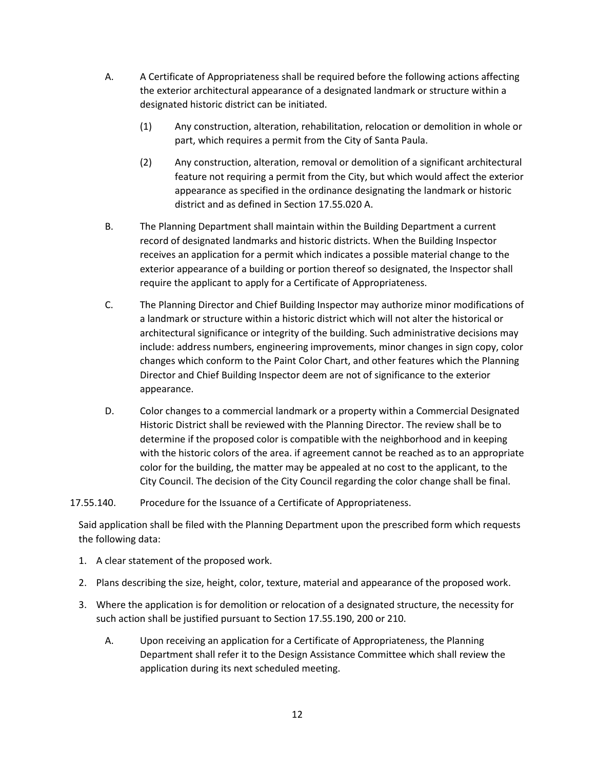A. A Certificate of Appropriateness shall be required before the following actions affecting the exterior architectural appearance of a designated landmark or structure within a designated historic district can be initiated.

   (1) Any construction, alteration, rehabilitation, relocation or demolition in whole or part, which requires a permit from the City of Santa Paula.

   (2) Any construction, alteration, removal or demolition of a significant architectural feature not requiring a permit from the City, but which would affect the exterior appearance as specified in the ordinance designating the landmark or historic district and as defined in Section 17.55.020 A.

B. The Planning Department shall maintain within the Building Department a current record of designated landmarks and historic districts. When the Building Inspector receives an application for a permit which indicates a possible material change to the exterior appearance of a building or portion thereof so designated, the Inspector shall require the applicant to apply for a Certificate of Appropriateness.

C. The Planning Director and Chief Building Inspector may authorize minor modifications of a landmark or structure within a historic district which will not alter the historical or architectural significance or integrity of the building. Such administrative decisions may include: address numbers, engineering improvements, minor changes in sign copy, color changes which conform to the Paint Color Chart, and other features which the Planning Director and Chief Building Inspector deem are not of significance to the exterior appearance.

D. Color changes to a commercial landmark or a property within a Commercial Designated Historic District shall be reviewed with the Planning Director. The review shall be to determine if the proposed color is compatible with the neighborhood and in keeping with the historic colors of the area. if agreement cannot be reached as to an appropriate color for the building, the matter may be appealed at no cost to the applicant, to the City Council. The decision of the City Council regarding the color change shall be final.

17.55.140. Procedure for the Issuance of a Certificate of Appropriateness.

Said application shall be filed with the Planning Department upon the prescribed form which requests the following data:

1. A clear statement of the proposed work.
2. Plans describing the size, height, color, texture, material and appearance of the proposed work.
3. Where the application is for demolition or relocation of a designated structure, the necessity for such action shall be justified pursuant to Section 17.55.190, 200 or 210.

   A. Upon receiving an application for a Certificate of Appropriateness, the Planning Department shall refer it to the Design Assistance Committee which shall review the application during its next scheduled meeting.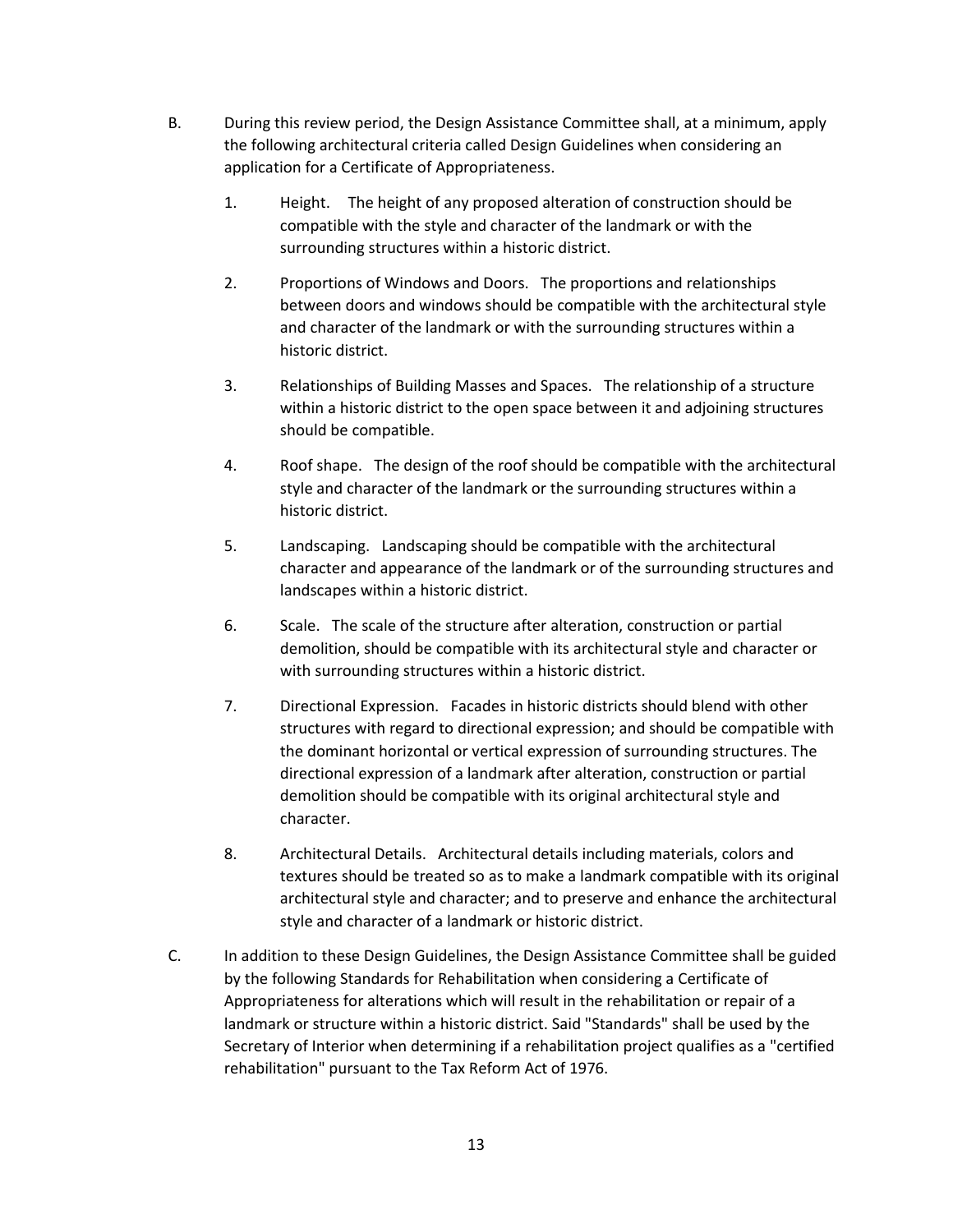B. During this review period, the Design Assistance Committee shall, at a minimum, apply the following architectural criteria called Design Guidelines when considering an application for a Certificate of Appropriateness.

   1. Height. The height of any proposed alteration of construction should be compatible with the style and character of the landmark or with the surrounding structures within a historic district.

   2. Proportions of Windows and Doors. The proportions and relationships between doors and windows should be compatible with the architectural style and character of the landmark or with the surrounding structures within a historic district.

   3. Relationships of Building Masses and Spaces. The relationship of a structure within a historic district to the open space between it and adjoining structures should be compatible.

   4. Roof shape. The design of the roof should be compatible with the architectural style and character of the landmark or the surrounding structures within a historic district.

   5. Landscaping. Landscaping should be compatible with the architectural character and appearance of the landmark or of the surrounding structures and landscapes within a historic district.

   6. Scale. The scale of the structure after alteration, construction or partial demolition, should be compatible with its architectural style and character or with surrounding structures within a historic district.

   7. Directional Expression. Facades in historic districts should blend with other structures with regard to directional expression; and should be compatible with the dominant horizontal or vertical expression of surrounding structures. The directional expression of a landmark after alteration, construction or partial demolition should be compatible with its original architectural style and character.

   8. Architectural Details. Architectural details including materials, colors and textures should be treated so as to make a landmark compatible with its original architectural style and character; and to preserve and enhance the architectural style and character of a landmark or historic district.

C. In addition to these Design Guidelines, the Design Assistance Committee shall be guided by the following Standards for Rehabilitation when considering a Certificate of Appropriateness for alterations which will result in the rehabilitation or repair of a landmark or structure within a historic district. Said "Standards" shall be used by the Secretary of Interior when determining if a rehabilitation project qualifies as a "certified rehabilitation" pursuant to the Tax Reform Act of 1976.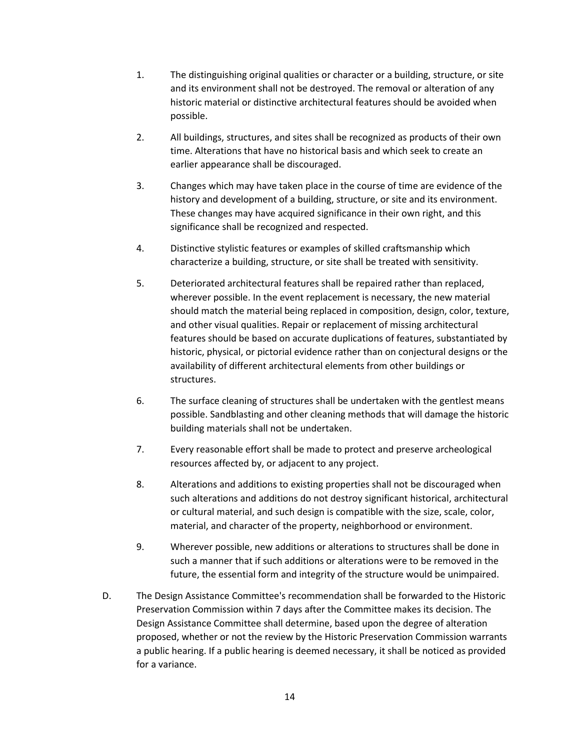1. The distinguishing original qualities or character or a building, structure, or site and its environment shall not be destroyed. The removal or alteration of any historic material or distinctive architectural features should be avoided when possible.

2. All buildings, structures, and sites shall be recognized as products of their own time. Alterations that have no historical basis and which seek to create an earlier appearance shall be discouraged.

3. Changes which may have taken place in the course of time are evidence of the history and development of a building, structure, or site and its environment. These changes may have acquired significance in their own right, and this significance shall be recognized and respected.

4. Distinctive stylistic features or examples of skilled craftsmanship which characterize a building, structure, or site shall be treated with sensitivity.

5. Deteriorated architectural features shall be repaired rather than replaced, wherever possible. In the event replacement is necessary, the new material should match the material being replaced in composition, design, color, texture, and other visual qualities. Repair or replacement of missing architectural features should be based on accurate duplications of features, substantiated by historic, physical, or pictorial evidence rather than on conjectural designs or the availability of different architectural elements from other buildings or structures.

6. The surface cleaning of structures shall be undertaken with the gentlest means possible. Sandblasting and other cleaning methods that will damage the historic building materials shall not be undertaken.

7. Every reasonable effort shall be made to protect and preserve archeological resources affected by, or adjacent to any project.

8. Alterations and additions to existing properties shall not be discouraged when such alterations and additions do not destroy significant historical, architectural or cultural material, and such design is compatible with the size, scale, color, material, and character of the property, neighborhood or environment.

9. Wherever possible, new additions or alterations to structures shall be done in such a manner that if such additions or alterations were to be removed in the future, the essential form and integrity of the structure would be unimpaired.

D. The Design Assistance Committee's recommendation shall be forwarded to the Historic Preservation Commission within 7 days after the Committee makes its decision. The Design Assistance Committee shall determine, based upon the degree of alteration proposed, whether or not the review by the Historic Preservation Commission warrants a public hearing. If a public hearing is deemed necessary, it shall be noticed as provided for a variance.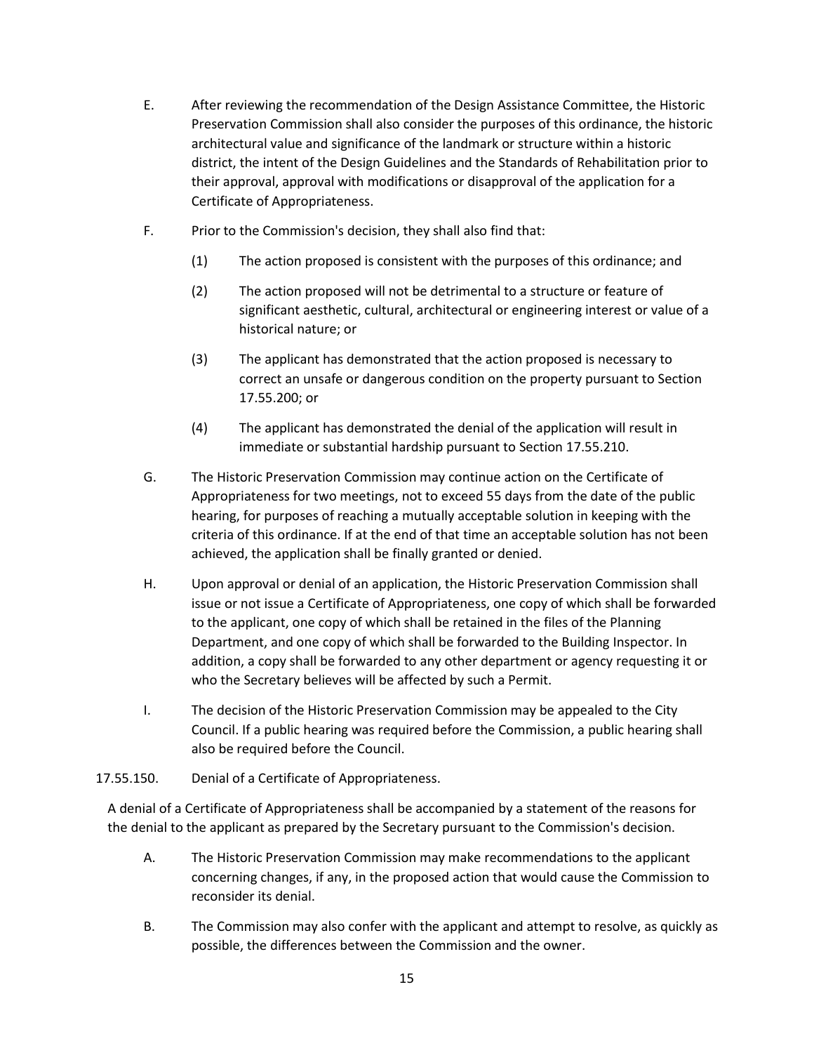E. After reviewing the recommendation of the Design Assistance Committee, the Historic Preservation Commission shall also consider the purposes of this ordinance, the historic architectural value and significance of the landmark or structure within a historic district, the intent of the Design Guidelines and the Standards of Rehabilitation prior to their approval, approval with modifications or disapproval of the application for a Certificate of Appropriateness.

F. Prior to the Commission's decision, they shall also find that:

(1) The action proposed is consistent with the purposes of this ordinance; and

(2) The action proposed will not be detrimental to a structure or feature of significant aesthetic, cultural, architectural or engineering interest or value of a historical nature; or

(3) The applicant has demonstrated that the action proposed is necessary to correct an unsafe or dangerous condition on the property pursuant to Section 17.55.200; or

(4) The applicant has demonstrated the denial of the application will result in immediate or substantial hardship pursuant to Section 17.55.210.

G. The Historic Preservation Commission may continue action on the Certificate of Appropriateness for two meetings, not to exceed 55 days from the date of the public hearing, for purposes of reaching a mutually acceptable solution in keeping with the criteria of this ordinance. If at the end of that time an acceptable solution has not been achieved, the application shall be finally granted or denied.

H. Upon approval or denial of an application, the Historic Preservation Commission shall issue or not issue a Certificate of Appropriateness, one copy of which shall be forwarded to the applicant, one copy of which shall be retained in the files of the Planning Department, and one copy of which shall be forwarded to the Building Inspector. In addition, a copy shall be forwarded to any other department or agency requesting it or who the Secretary believes will be affected by such a Permit.

I. The decision of the Historic Preservation Commission may be appealed to the City Council. If a public hearing was required before the Commission, a public hearing shall also be required before the Council.

17.55.150. Denial of a Certificate of Appropriateness.

A denial of a Certificate of Appropriateness shall be accompanied by a statement of the reasons for the denial to the applicant as prepared by the Secretary pursuant to the Commission's decision.

A. The Historic Preservation Commission may make recommendations to the applicant concerning changes, if any, in the proposed action that would cause the Commission to reconsider its denial.

B. The Commission may also confer with the applicant and attempt to resolve, as quickly as possible, the differences between the Commission and the owner.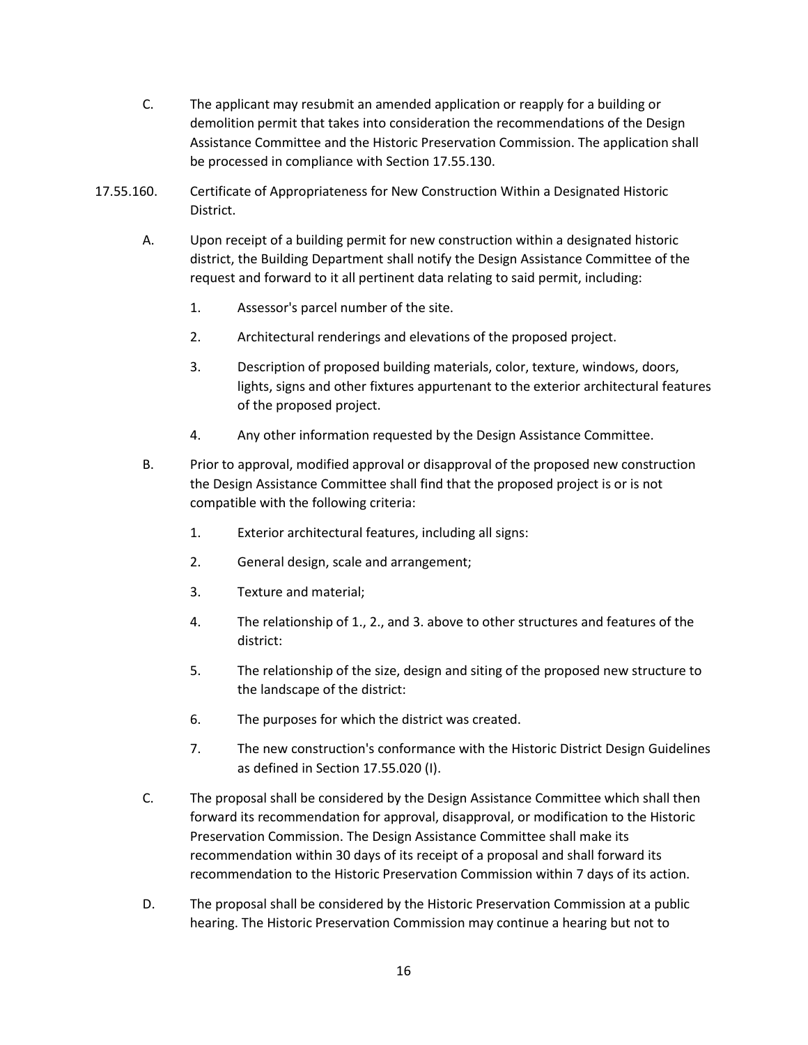C. The applicant may resubmit an amended application or reapply for a building or demolition permit that takes into consideration the recommendations of the Design Assistance Committee and the Historic Preservation Commission. The application shall be processed in compliance with Section 17.55.130.

17.55.160. Certificate of Appropriateness for New Construction Within a Designated Historic District.

A. Upon receipt of a building permit for new construction within a designated historic district, the Building Department shall notify the Design Assistance Committee of the request and forward to it all pertinent data relating to said permit, including:

1. Assessor's parcel number of the site.

2. Architectural renderings and elevations of the proposed project.

3. Description of proposed building materials, color, texture, windows, doors, lights, signs and other fixtures appurtenant to the exterior architectural features of the proposed project.

4. Any other information requested by the Design Assistance Committee.

B. Prior to approval, modified approval or disapproval of the proposed new construction the Design Assistance Committee shall find that the proposed project is or is not compatible with the following criteria:

1. Exterior architectural features, including all signs:

2. General design, scale and arrangement;

3. Texture and material;

4. The relationship of 1., 2., and 3. above to other structures and features of the district:

5. The relationship of the size, design and siting of the proposed new structure to the landscape of the district:

6. The purposes for which the district was created.

7. The new construction's conformance with the Historic District Design Guidelines as defined in Section 17.55.020 (I).

C. The proposal shall be considered by the Design Assistance Committee which shall then forward its recommendation for approval, disapproval, or modification to the Historic Preservation Commission. The Design Assistance Committee shall make its recommendation within 30 days of its receipt of a proposal and shall forward its recommendation to the Historic Preservation Commission within 7 days of its action.

D. The proposal shall be considered by the Historic Preservation Commission at a public hearing. The Historic Preservation Commission may continue a hearing but not to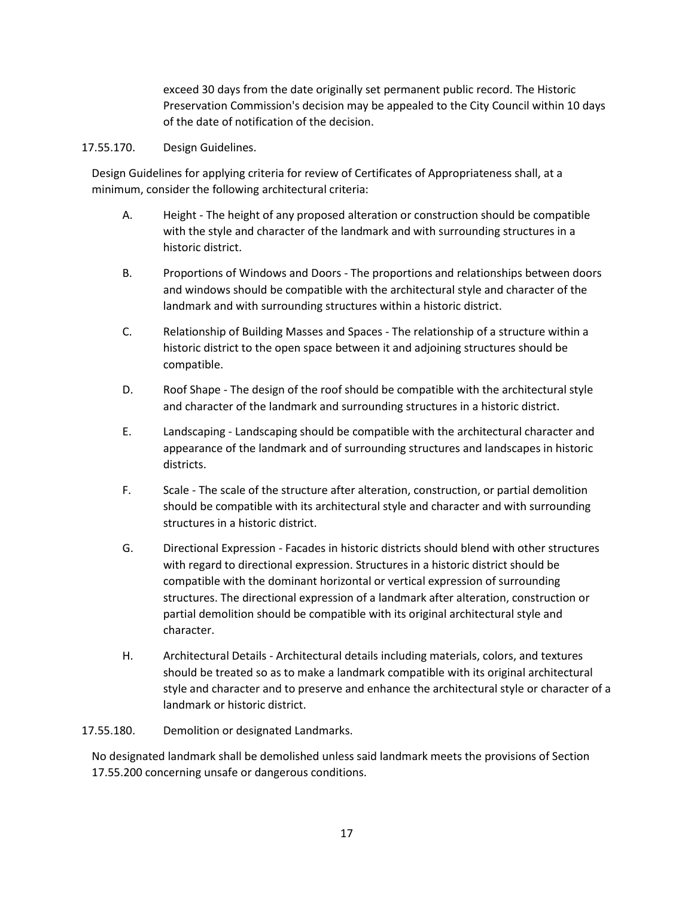exceed 30 days from the date originally set permanent public record. The Historic Preservation Commission's decision may be appealed to the City Council within 10 days of the date of notification of the decision.

17.55.170. Design Guidelines.

Design Guidelines for applying criteria for review of Certificates of Appropriateness shall, at a minimum, consider the following architectural criteria:

A. Height - The height of any proposed alteration or construction should be compatible with the style and character of the landmark and with surrounding structures in a historic district.

B. Proportions of Windows and Doors - The proportions and relationships between doors and windows should be compatible with the architectural style and character of the landmark and with surrounding structures within a historic district.

C. Relationship of Building Masses and Spaces - The relationship of a structure within a historic district to the open space between it and adjoining structures should be compatible.

D. Roof Shape - The design of the roof should be compatible with the architectural style and character of the landmark and surrounding structures in a historic district.

E. Landscaping - Landscaping should be compatible with the architectural character and appearance of the landmark and of surrounding structures and landscapes in historic districts.

F. Scale - The scale of the structure after alteration, construction, or partial demolition should be compatible with its architectural style and character and with surrounding structures in a historic district.

G. Directional Expression - Facades in historic districts should blend with other structures with regard to directional expression. Structures in a historic district should be compatible with the dominant horizontal or vertical expression of surrounding structures. The directional expression of a landmark after alteration, construction or partial demolition should be compatible with its original architectural style and character.

H. Architectural Details - Architectural details including materials, colors, and textures should be treated so as to make a landmark compatible with its original architectural style and character and to preserve and enhance the architectural style or character of a landmark or historic district.

17.55.180. Demolition or designated Landmarks.

No designated landmark shall be demolished unless said landmark meets the provisions of Section 17.55.200 concerning unsafe or dangerous conditions.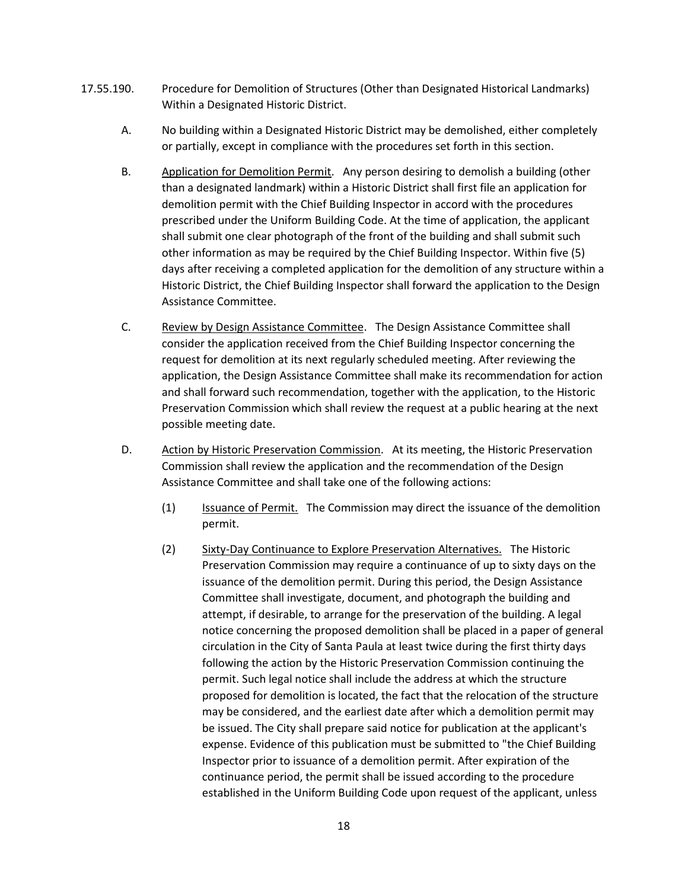17.55.190. Procedure for Demolition of Structures (Other than Designated Historical Landmarks) Within a Designated Historic District.

A. No building within a Designated Historic District may be demolished, either completely or partially, except in compliance with the procedures set forth in this section.

B. Application for Demolition Permit. Any person desiring to demolish a building (other than a designated landmark) within a Historic District shall first file an application for demolition permit with the Chief Building Inspector in accord with the procedures prescribed under the Uniform Building Code. At the time of application, the applicant shall submit one clear photograph of the front of the building and shall submit such other information as may be required by the Chief Building Inspector. Within five (5) days after receiving a completed application for the demolition of any structure within a Historic District, the Chief Building Inspector shall forward the application to the Design Assistance Committee.

C. Review by Design Assistance Committee. The Design Assistance Committee shall consider the application received from the Chief Building Inspector concerning the request for demolition at its next regularly scheduled meeting. After reviewing the application, the Design Assistance Committee shall make its recommendation for action and shall forward such recommendation, together with the application, to the Historic Preservation Commission which shall review the request at a public hearing at the next possible meeting date.

D. Action by Historic Preservation Commission. At its meeting, the Historic Preservation Commission shall review the application and the recommendation of the Design Assistance Committee and shall take one of the following actions:

(1) Issuance of Permit. The Commission may direct the issuance of the demolition permit.

(2) Sixty-Day Continuance to Explore Preservation Alternatives. The Historic Preservation Commission may require a continuance of up to sixty days on the issuance of the demolition permit. During this period, the Design Assistance Committee shall investigate, document, and photograph the building and attempt, if desirable, to arrange for the preservation of the building. A legal notice concerning the proposed demolition shall be placed in a paper of general circulation in the City of Santa Paula at least twice during the first thirty days following the action by the Historic Preservation Commission continuing the permit. Such legal notice shall include the address at which the structure proposed for demolition is located, the fact that the relocation of the structure may be considered, and the earliest date after which a demolition permit may be issued. The City shall prepare said notice for publication at the applicant's expense. Evidence of this publication must be submitted to "the Chief Building Inspector prior to issuance of a demolition permit. After expiration of the continuance period, the permit shall be issued according to the procedure established in the Uniform Building Code upon request of the applicant, unless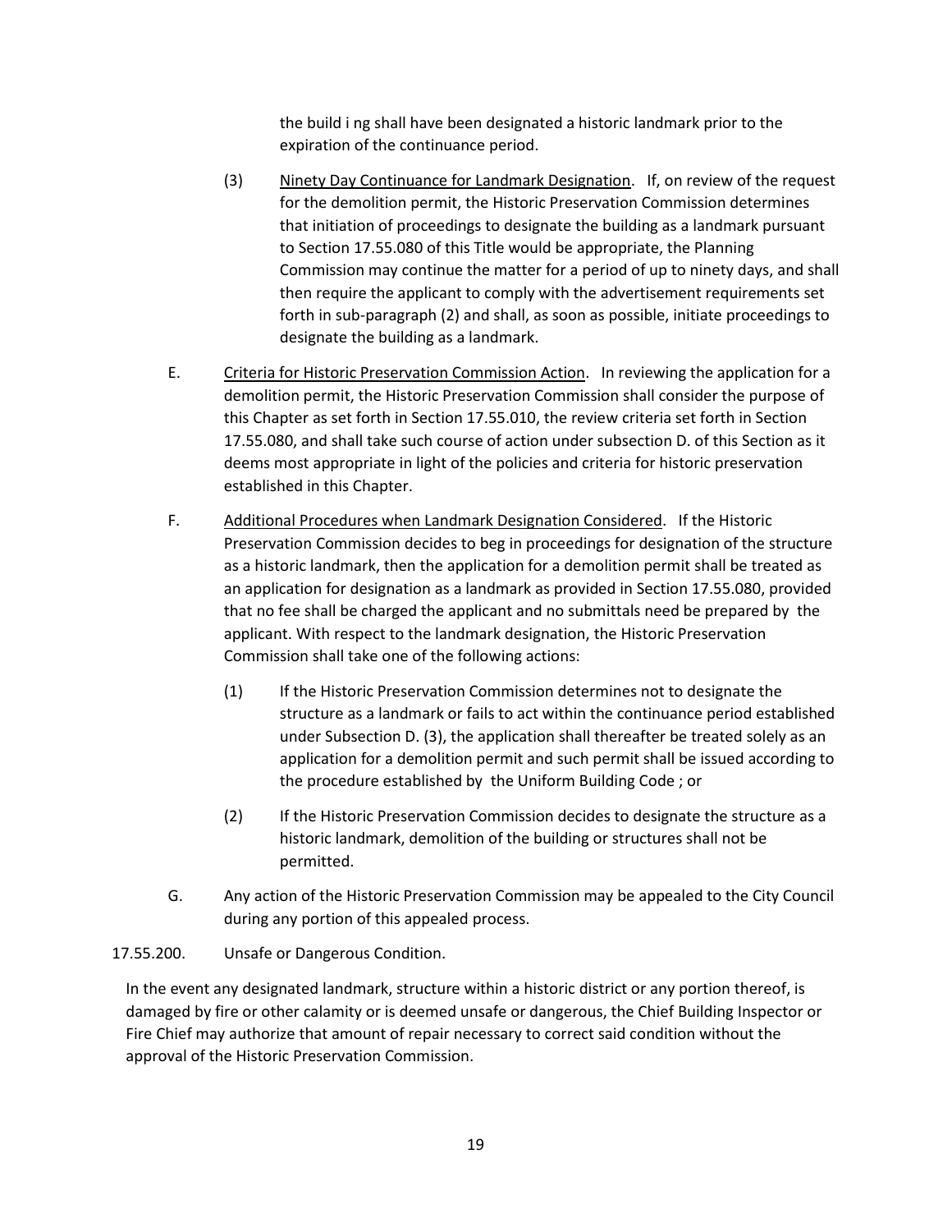the build i ng shall have been designated a historic landmark prior to the expiration of the continuance period.

(3) Ninety Day Continuance for Landmark Designation. If, on review of the request for the demolition permit, the Historic Preservation Commission determines that initiation of proceedings to designate the building as a landmark pursuant to Section 17.55.080 of this Title would be appropriate, the Planning Commission may continue the matter for a period of up to ninety days, and shall then require the applicant to comply with the advertisement requirements set forth in sub-paragraph (2) and shall, as soon as possible, initiate proceedings to designate the building as a landmark.

E. Criteria for Historic Preservation Commission Action. In reviewing the application for a demolition permit, the Historic Preservation Commission shall consider the purpose of this Chapter as set forth in Section 17.55.010, the review criteria set forth in Section 17.55.080, and shall take such course of action under subsection D. of this Section as it deems most appropriate in light of the policies and criteria for historic preservation established in this Chapter.

F. Additional Procedures when Landmark Designation Considered. If the Historic Preservation Commission decides to beg in proceedings for designation of the structure as a historic landmark, then the application for a demolition permit shall be treated as an application for designation as a landmark as provided in Section 17.55.080, provided that no fee shall be charged the applicant and no submittals need be prepared by the applicant. With respect to the landmark designation, the Historic Preservation Commission shall take one of the following actions:

(1) If the Historic Preservation Commission determines not to designate the structure as a landmark or fails to act within the continuance period established under Subsection D. (3), the application shall thereafter be treated solely as an application for a demolition permit and such permit shall be issued according to the procedure established by the Uniform Building Code ; or

(2) If the Historic Preservation Commission decides to designate the structure as a historic landmark, demolition of the building or structures shall not be permitted.

G. Any action of the Historic Preservation Commission may be appealed to the City Council during any portion of this appealed process.

17.55.200. Unsafe or Dangerous Condition.

In the event any designated landmark, structure within a historic district or any portion thereof, is damaged by fire or other calamity or is deemed unsafe or dangerous, the Chief Building Inspector or Fire Chief may authorize that amount of repair necessary to correct said condition without the approval of the Historic Preservation Commission.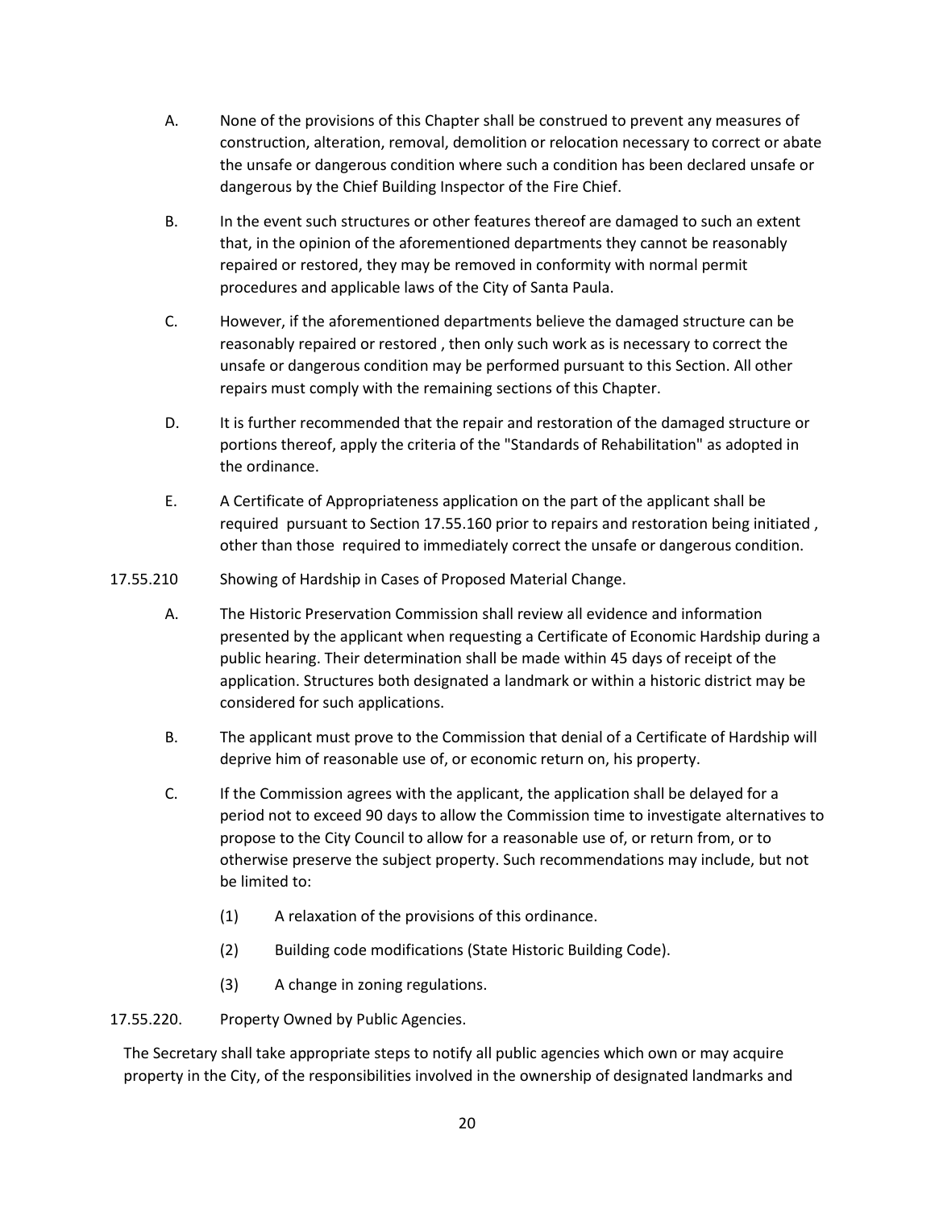A. None of the provisions of this Chapter shall be construed to prevent any measures of construction, alteration, removal, demolition or relocation necessary to correct or abate the unsafe or dangerous condition where such a condition has been declared unsafe or dangerous by the Chief Building Inspector of the Fire Chief.

B. In the event such structures or other features thereof are damaged to such an extent that, in the opinion of the aforementioned departments they cannot be reasonably repaired or restored, they may be removed in conformity with normal permit procedures and applicable laws of the City of Santa Paula.

C. However, if the aforementioned departments believe the damaged structure can be reasonably repaired or restored , then only such work as is necessary to correct the unsafe or dangerous condition may be performed pursuant to this Section. All other repairs must comply with the remaining sections of this Chapter.

D. It is further recommended that the repair and restoration of the damaged structure or portions thereof, apply the criteria of the "Standards of Rehabilitation" as adopted in the ordinance.

E. A Certificate of Appropriateness application on the part of the applicant shall be required pursuant to Section 17.55.160 prior to repairs and restoration being initiated , other than those required to immediately correct the unsafe or dangerous condition.

17.55.210 Showing of Hardship in Cases of Proposed Material Change.

A. The Historic Preservation Commission shall review all evidence and information presented by the applicant when requesting a Certificate of Economic Hardship during a public hearing. Their determination shall be made within 45 days of receipt of the application. Structures both designated a landmark or within a historic district may be considered for such applications.

B. The applicant must prove to the Commission that denial of a Certificate of Hardship will deprive him of reasonable use of, or economic return on, his property.

C. If the Commission agrees with the applicant, the application shall be delayed for a period not to exceed 90 days to allow the Commission time to investigate alternatives to propose to the City Council to allow for a reasonable use of, or return from, or to otherwise preserve the subject property. Such recommendations may include, but not be limited to:

(1) A relaxation of the provisions of this ordinance.

(2) Building code modifications (State Historic Building Code).

(3) A change in zoning regulations.

17.55.220. Property Owned by Public Agencies.

The Secretary shall take appropriate steps to notify all public agencies which own or may acquire property in the City, of the responsibilities involved in the ownership of designated landmarks and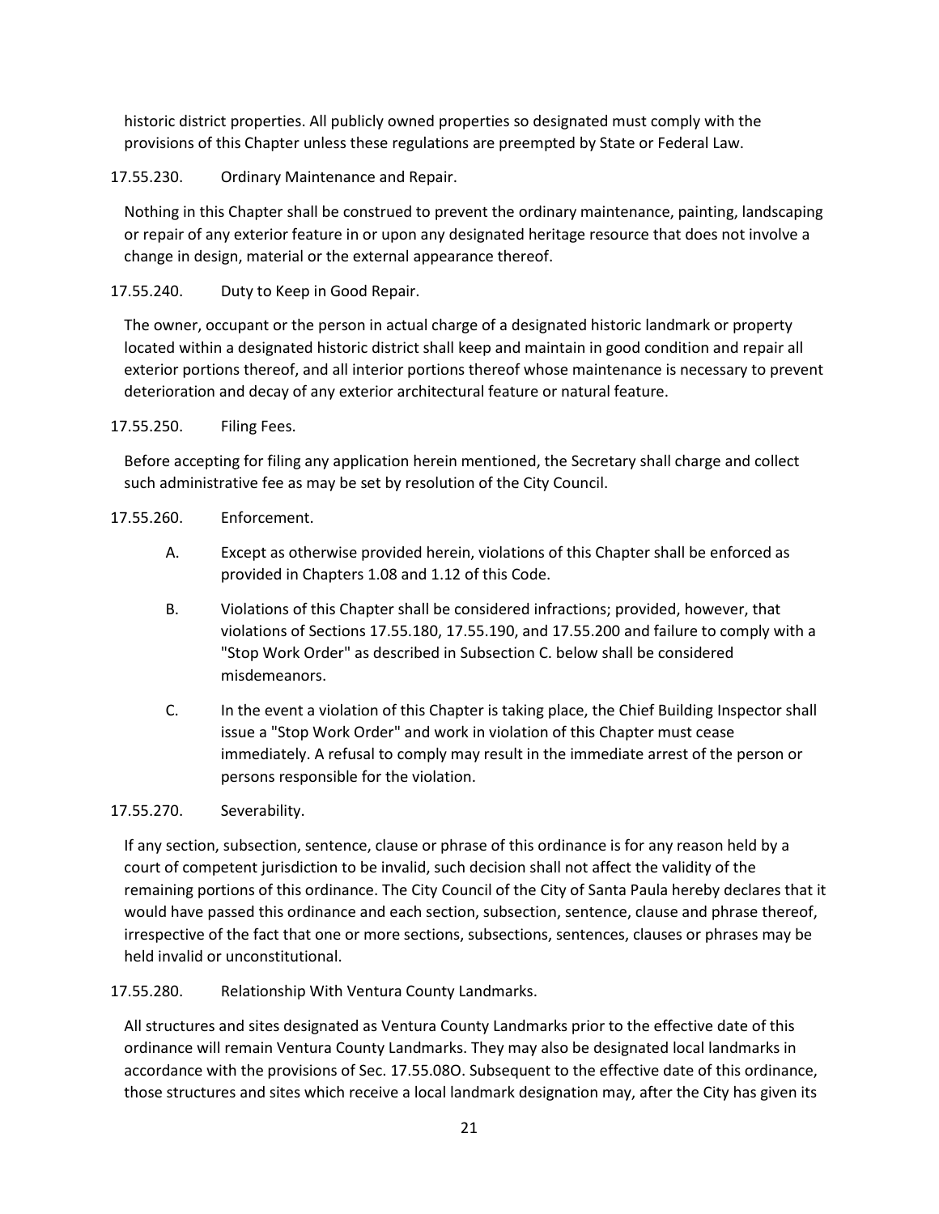historic district properties. All publicly owned properties so designated must comply with the provisions of this Chapter unless these regulations are preempted by State or Federal Law.

17.55.230. Ordinary Maintenance and Repair.

Nothing in this Chapter shall be construed to prevent the ordinary maintenance, painting, landscaping or repair of any exterior feature in or upon any designated heritage resource that does not involve a change in design, material or the external appearance thereof.

17.55.240. Duty to Keep in Good Repair.

The owner, occupant or the person in actual charge of a designated historic landmark or property located within a designated historic district shall keep and maintain in good condition and repair all exterior portions thereof, and all interior portions thereof whose maintenance is necessary to prevent deterioration and decay of any exterior architectural feature or natural feature.

17.55.250. Filing Fees.

Before accepting for filing any application herein mentioned, the Secretary shall charge and collect such administrative fee as may be set by resolution of the City Council.

17.55.260. Enforcement.

A. Except as otherwise provided herein, violations of this Chapter shall be enforced as provided in Chapters 1.08 and 1.12 of this Code.

B. Violations of this Chapter shall be considered infractions; provided, however, that violations of Sections 17.55.180, 17.55.190, and 17.55.200 and failure to comply with a "Stop Work Order" as described in Subsection C. below shall be considered misdemeanors.

C. In the event a violation of this Chapter is taking place, the Chief Building Inspector shall issue a "Stop Work Order" and work in violation of this Chapter must cease immediately. A refusal to comply may result in the immediate arrest of the person or persons responsible for the violation.

17.55.270. Severability.

If any section, subsection, sentence, clause or phrase of this ordinance is for any reason held by a court of competent jurisdiction to be invalid, such decision shall not affect the validity of the remaining portions of this ordinance. The City Council of the City of Santa Paula hereby declares that it would have passed this ordinance and each section, subsection, sentence, clause and phrase thereof, irrespective of the fact that one or more sections, subsections, sentences, clauses or phrases may be held invalid or unconstitutional.

17.55.280. Relationship With Ventura County Landmarks.

All structures and sites designated as Ventura County Landmarks prior to the effective date of this ordinance will remain Ventura County Landmarks. They may also be designated local landmarks in accordance with the provisions of Sec. 17.55.08O. Subsequent to the effective date of this ordinance, those structures and sites which receive a local landmark designation may, after the City has given its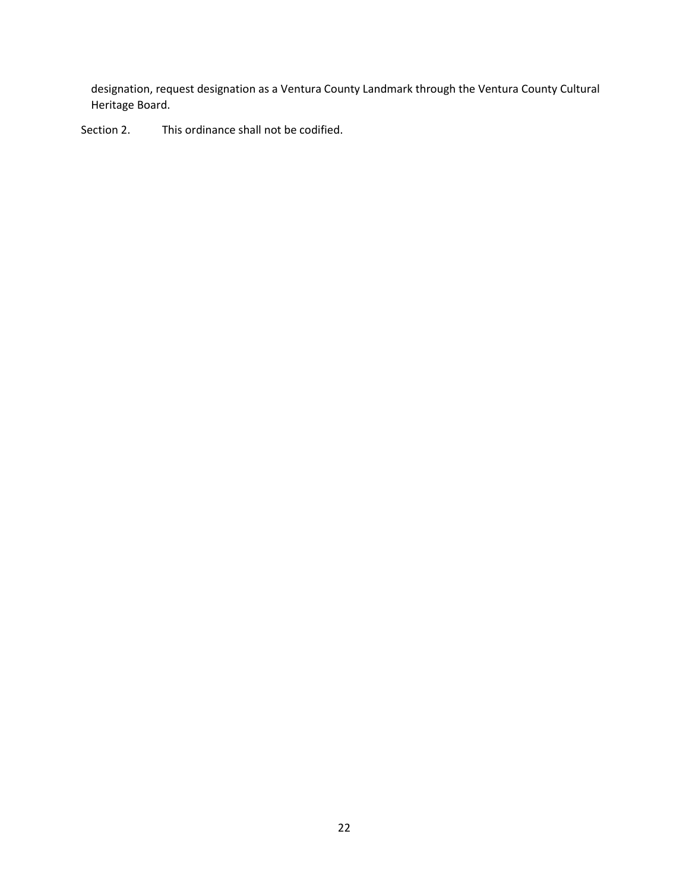designation, request designation as a Ventura County Landmark through the Ventura County Cultural Heritage Board.

Section 2. This ordinance shall not be codified.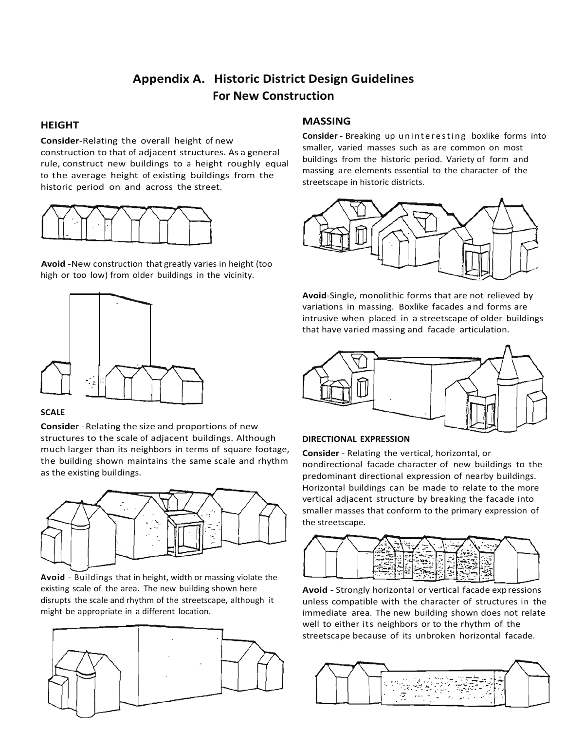# Appendix A. Historic District Design Guidelines For New Construction

## HEIGHT

**Consider**-Relating the overall height of new construction to that of adjacent structures. As a general rule, construct new buildings to a height roughly equal to the average height of existing buildings from the historic period on and across the street.

**Avoid** -New construction that greatly varies in height (too high or too low) from older buildings in the vicinity.

### SCALE

**Consider** -Relating the size and proportions of new structures to the scale of adjacent buildings. Although much larger than its neighbors in terms of square footage, the building shown maintains the same scale and rhythm as the existing buildings.

**Avoid** - Buildings that in height, width or massing violate the existing scale of the area. The new building shown here disrupts the scale and rhythm of the streetscape, although it might be appropriate in a different location.

## MASSING

**Consider** - Breaking up uninteresting boxlike forms into smaller, varied masses such as are common on most buildings from the historic period. Variety of form and massing are elements essential to the character of the streetscape in historic districts.

**Avoid**-Single, monolithic forms that are not relieved by variations in massing. Boxlike facades and forms are intrusive when placed in a streetscape of older buildings that have varied massing and facade articulation.

### DIRECTIONAL EXPRESSION

**Consider** - Relating the vertical, horizontal, or nondirectional facade character of new buildings to the predominant directional expression of nearby buildings. Horizontal buildings can be made to relate to the more vertical adjacent structure by breaking the facade into smaller masses that conform to the primary expression of the streetscape.

**Avoid** - Strongly horizontal or vertical facade expressions unless compatible with the character of structures in the immediate area. The new building shown does not relate well to either its neighbors or to the rhythm of the streetscape because of its unbroken horizontal facade.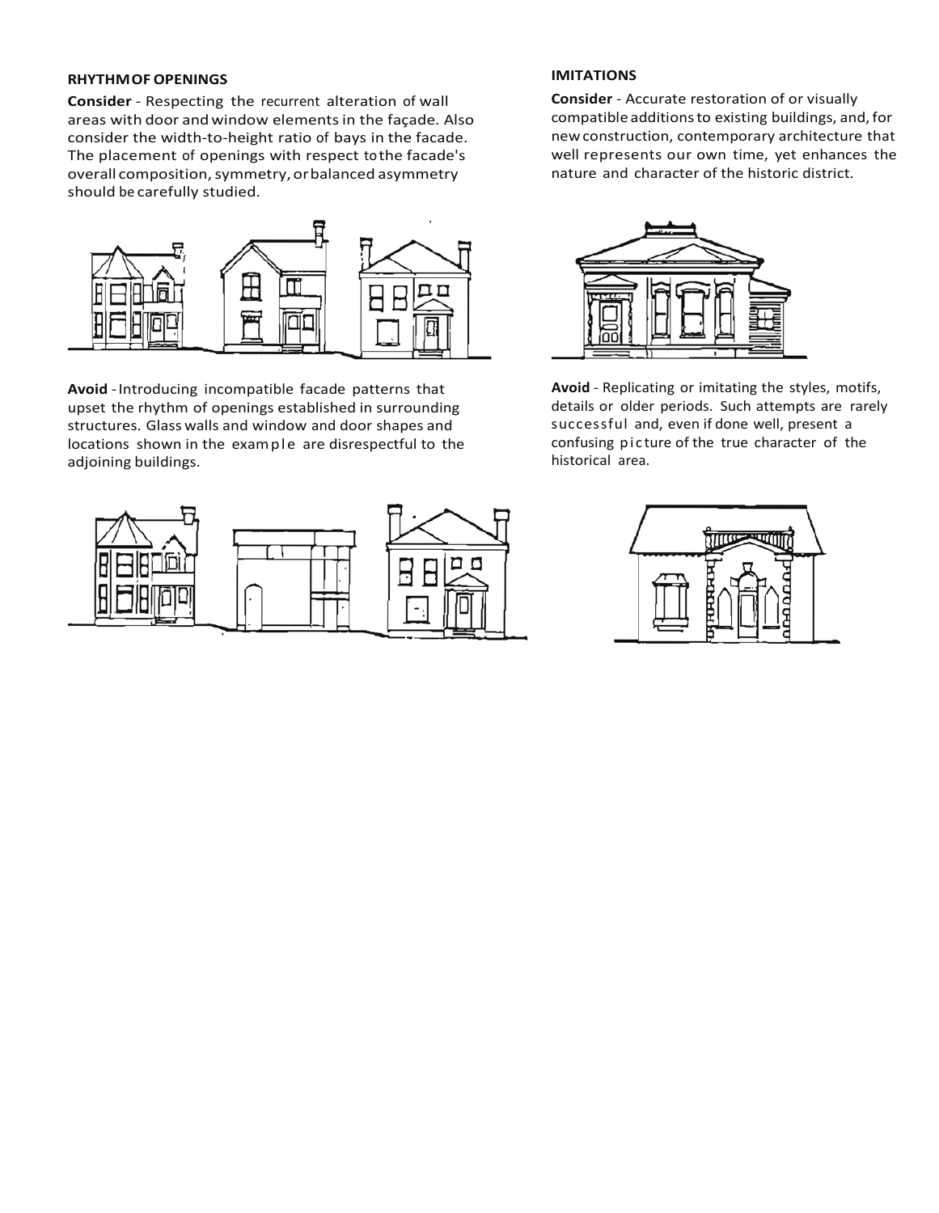## RHYTHM OF OPENINGS

**Consider** - Respecting the recurrent alteration of wall areas with door and window elements in the façade. Also consider the width-to-height ratio of bays in the facade. The placement of openings with respect to the facade's overall composition, symmetry, or balanced asymmetry should be carefully studied.

**Avoid** - Introducing incompatible facade patterns that upset the rhythm of openings established in surrounding structures. Glass walls and window and door shapes and locations shown in the example are disrespectful to the adjoining buildings.

## IMITATIONS

**Consider** - Accurate restoration of or visually compatible additions to existing buildings, and, for new construction, contemporary architecture that well represents our own time, yet enhances the nature and character of the historic district.

**Avoid** - Replicating or imitating the styles, motifs, details or older periods. Such attempts are rarely successful and, even if done well, present a confusing picture of the true character of the historical area.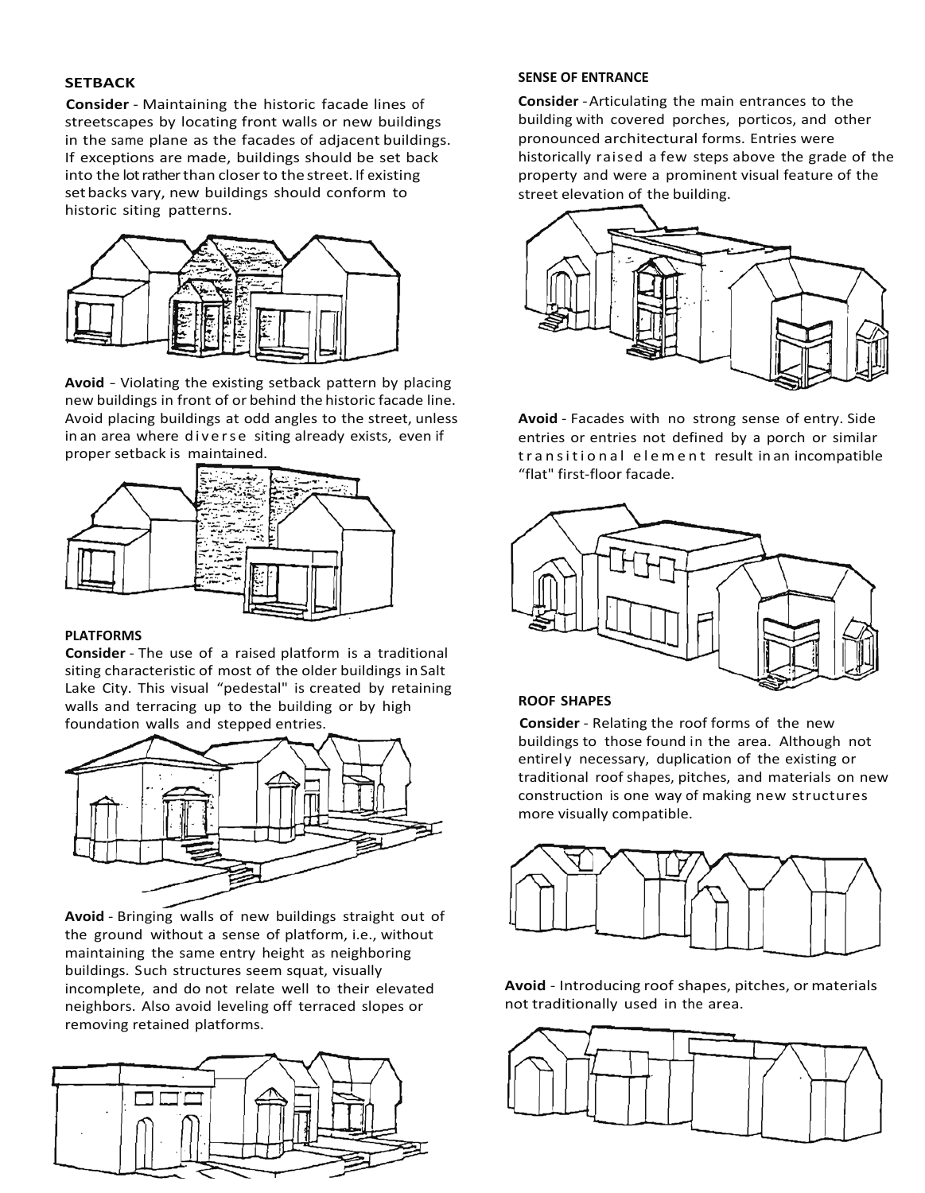### SETBACK

**Consider** - Maintaining the historic facade lines of streetscapes by locating front walls or new buildings in the same plane as the facades of adjacent buildings. If exceptions are made, buildings should be set back into the lot rather than closer to the street. If existing set backs vary, new buildings should conform to historic siting patterns.

**Avoid** - Violating the existing setback pattern by placing new buildings in front of or behind the historic facade line. Avoid placing buildings at odd angles to the street, unless in an area where diverse siting already exists, even if proper setback is maintained.

### PLATFORMS

**Consider** - The use of a raised platform is a traditional siting characteristic of most of the older buildings in Salt Lake City. This visual "pedestal" is created by retaining walls and terracing up to the building or by high foundation walls and stepped entries.

**Avoid** - Bringing walls of new buildings straight out of the ground without a sense of platform, i.e., without maintaining the same entry height as neighboring buildings. Such structures seem squat, visually incomplete, and do not relate well to their elevated neighbors. Also avoid leveling off terraced slopes or removing retained platforms.

### SENSE OF ENTRANCE

**Consider** - Articulating the main entrances to the building with covered porches, porticos, and other pronounced architectural forms. Entries were historically raised a few steps above the grade of the property and were a prominent visual feature of the street elevation of the building.

**Avoid** - Facades with no strong sense of entry. Side entries or entries not defined by a porch or similar transitional element result in an incompatible "flat" first-floor facade.

### ROOF SHAPES

**Consider** - Relating the roof forms of the new buildings to those found in the area. Although not entirely necessary, duplication of the existing or traditional roof shapes, pitches, and materials on new construction is one way of making new structures more visually compatible.

**Avoid** - Introducing roof shapes, pitches, or materials not traditionally used in the area.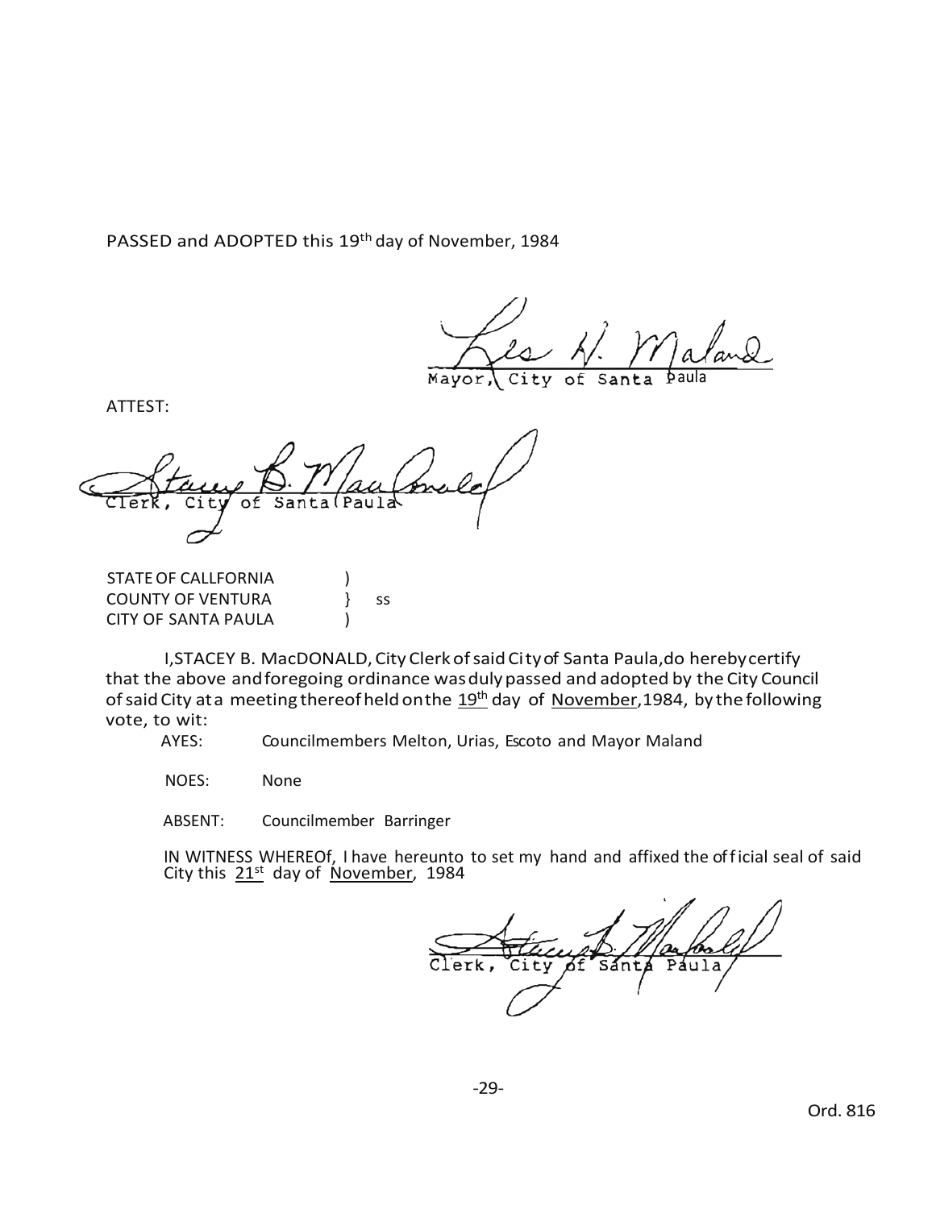PASSED and ADOPTED this 19th day of November, 1984

Mayor, City of Santa Paula

ATTEST:

Clerk, City of Santa Paula

STATE OF CALLFORNIA )
COUNTY OF VENTURA } ss
CITY OF SANTA PAULA )

I,STACEY B. MacDONALD, City Clerk of said City of Santa Paula, do hereby certify that the above and foregoing ordinance was duly passed and adopted by the City Council of said City at a meeting thereof held on the 19th day of November, 1984, by the following vote, to wit:

AYES: Councilmembers Melton, Urias, Escoto and Mayor Maland

NOES: None

ABSENT: Councilmember Barringer

IN WITNESS WHEREOf, I have hereunto to set my hand and affixed the official seal of said City this 21st day of November, 1984

Clerk, City of Santa Paula

Ord. 816